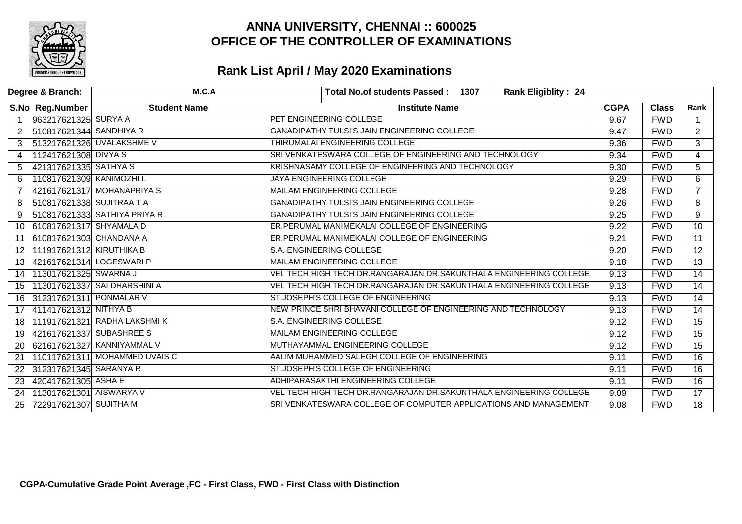# ANNA UNIVERSITY, CHENNAI :: 600025
# OFFICE OF THE CONTROLLER OF EXAMINATIONS

## Rank List April / May 2020 Examinations

| Degree & Branch: | M.C.A | Total No.of students Passed : 1307 | Rank Eligiblity : 24 | | | |
|---|---|---|---|---|---|---|

| S.No | Reg.Number | Student Name | Institute Name | CGPA | Class | Rank |
|---|---|---|---|---|---|---|
| 1 | 963217621325 | SURYA A | PET ENGINEERING COLLEGE | 9.67 | FWD | 1 |
| 2 | 510817621344 | SANDHIYA R | GANADIPATHY TULSI'S JAIN ENGINEERING COLLEGE | 9.47 | FWD | 2 |
| 3 | 513217621326 | UVALAKSHME V | THIRUMALAI ENGINEERING COLLEGE | 9.36 | FWD | 3 |
| 4 | 112417621308 | DIVYA S | SRI VENKATESWARA COLLEGE OF ENGINEERING AND TECHNOLOGY | 9.34 | FWD | 4 |
| 5 | 421317621335 | SATHYA S | KRISHNASAMY COLLEGE OF ENGINEERING AND TECHNOLOGY | 9.30 | FWD | 5 |
| 6 | 110817621309 | KANIMOZHI L | JAYA ENGINEERING COLLEGE | 9.29 | FWD | 6 |
| 7 | 421617621317 | MOHANAPRIYA S | MAILAM ENGINEERING COLLEGE | 9.28 | FWD | 7 |
| 8 | 510817621338 | SUJITRAA T A | GANADIPATHY TULSI'S JAIN ENGINEERING COLLEGE | 9.26 | FWD | 8 |
| 9 | 510817621333 | SATHIYA PRIYA R | GANADIPATHY TULSI'S JAIN ENGINEERING COLLEGE | 9.25 | FWD | 9 |
| 10 | 610817621317 | SHYAMALA D | ER.PERUMAL MANIMEKALAI COLLEGE OF ENGINEERING | 9.22 | FWD | 10 |
| 11 | 610817621303 | CHANDANA A | ER.PERUMAL MANIMEKALAI COLLEGE OF ENGINEERING | 9.21 | FWD | 11 |
| 12 | 111917621312 | KIRUTHIKA B | S.A. ENGINEERING COLLEGE | 9.20 | FWD | 12 |
| 13 | 421617621314 | LOGESWARI P | MAILAM ENGINEERING COLLEGE | 9.18 | FWD | 13 |
| 14 | 113017621325 | SWARNA J | VEL TECH HIGH TECH DR.RANGARAJAN DR.SAKUNTHALA ENGINEERING COLLEGE | 9.13 | FWD | 14 |
| 15 | 113017621337 | SAI DHARSHINI A | VEL TECH HIGH TECH DR.RANGARAJAN DR.SAKUNTHALA ENGINEERING COLLEGE | 9.13 | FWD | 14 |
| 16 | 312317621311 | PONMALAR V | ST.JOSEPH'S COLLEGE OF ENGINEERING | 9.13 | FWD | 14 |
| 17 | 411417621312 | NITHYA B | NEW PRINCE SHRI BHAVANI COLLEGE OF ENGINEERING AND TECHNOLOGY | 9.13 | FWD | 14 |
| 18 | 111917621321 | RADHA LAKSHMI K | S.A. ENGINEERING COLLEGE | 9.12 | FWD | 15 |
| 19 | 421617621337 | SUBASHREE S | MAILAM ENGINEERING COLLEGE | 9.12 | FWD | 15 |
| 20 | 621617621327 | KANNIYAMMAL V | MUTHAYAMMAL ENGINEERING COLLEGE | 9.12 | FWD | 15 |
| 21 | 110117621311 | MOHAMMED UVAIS C | AALIM MUHAMMED SALEGH COLLEGE OF ENGINEERING | 9.11 | FWD | 16 |
| 22 | 312317621345 | SARANYA R | ST.JOSEPH'S COLLEGE OF ENGINEERING | 9.11 | FWD | 16 |
| 23 | 420417621305 | ASHA E | ADHIPARASAKTHI ENGINEERING COLLEGE | 9.11 | FWD | 16 |
| 24 | 113017621301 | AISWARYA V | VEL TECH HIGH TECH DR.RANGARAJAN DR.SAKUNTHALA ENGINEERING COLLEGE | 9.09 | FWD | 17 |
| 25 | 722917621307 | SUJITHA M | SRI VENKATESWARA COLLEGE OF COMPUTER APPLICATIONS AND MANAGEMENT | 9.08 | FWD | 18 |

**CGPA-Cumulative Grade Point Average ,FC - First Class, FWD - First Class with Distinction**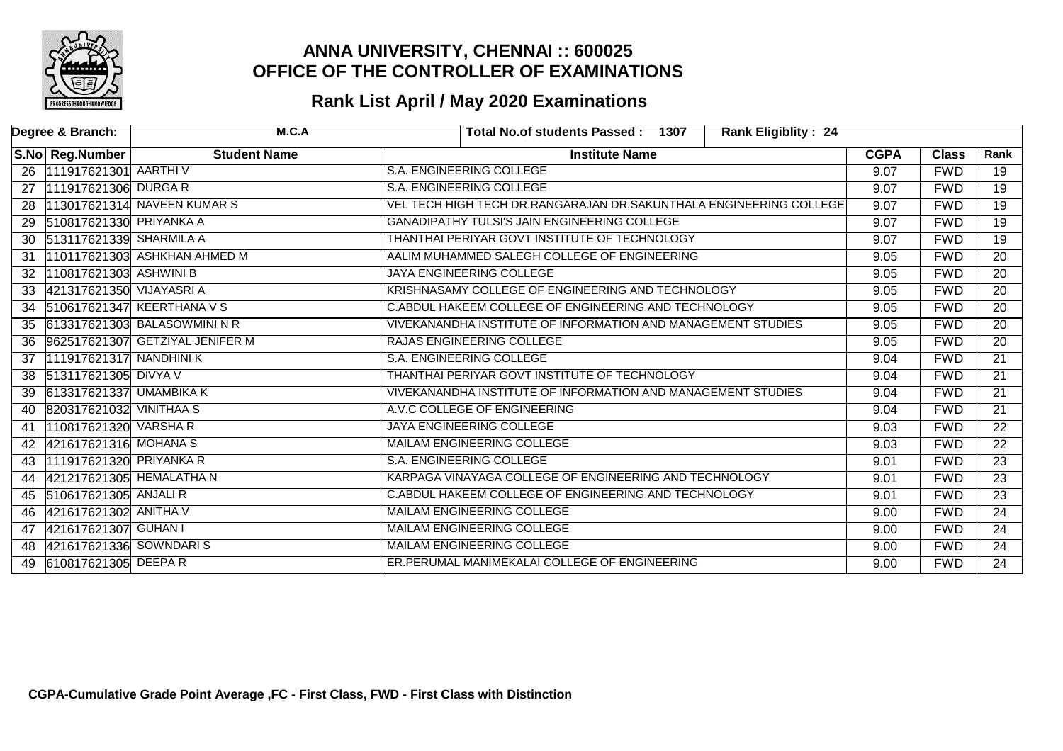## ANNA UNIVERSITY, CHENNAI :: 600025
## OFFICE OF THE CONTROLLER OF EXAMINATIONS

### Rank List April / May 2020 Examinations

| Degree & Branch: | M.C.A | | Total No.of students Passed : 1307 | Rank Eligiblity : 24 | | |
|---|---|---|---|---|---|---|

| S.No | Reg.Number | Student Name | Institute Name | CGPA | Class | Rank |
|---|---|---|---|---|---|---|
| 26 | 111917621301 | AARTHI V | S.A. ENGINEERING COLLEGE | 9.07 | FWD | 19 |
| 27 | 111917621306 | DURGA R | S.A. ENGINEERING COLLEGE | 9.07 | FWD | 19 |
| 28 | 113017621314 | NAVEEN KUMAR S | VEL TECH HIGH TECH DR.RANGARAJAN DR.SAKUNTHALA ENGINEERING COLLEGE | 9.07 | FWD | 19 |
| 29 | 510817621330 | PRIYANKA A | GANADIPATHY TULSI'S JAIN ENGINEERING COLLEGE | 9.07 | FWD | 19 |
| 30 | 513117621339 | SHARMILA A | THANTHAI PERIYAR GOVT INSTITUTE OF TECHNOLOGY | 9.07 | FWD | 19 |
| 31 | 110117621303 | ASHKHAN AHMED M | AALIM MUHAMMED SALEGH COLLEGE OF ENGINEERING | 9.05 | FWD | 20 |
| 32 | 110817621303 | ASHWINI B | JAYA ENGINEERING COLLEGE | 9.05 | FWD | 20 |
| 33 | 421317621350 | VIJAYASRI A | KRISHNASAMY COLLEGE OF ENGINEERING AND TECHNOLOGY | 9.05 | FWD | 20 |
| 34 | 510617621347 | KEERTHANA V S | C.ABDUL HAKEEM COLLEGE OF ENGINEERING AND TECHNOLOGY | 9.05 | FWD | 20 |
| 35 | 613317621303 | BALASOWMINI N R | VIVEKANANDHA INSTITUTE OF INFORMATION AND MANAGEMENT STUDIES | 9.05 | FWD | 20 |
| 36 | 962517621307 | GETZIYAL JENIFER M | RAJAS ENGINEERING COLLEGE | 9.05 | FWD | 20 |
| 37 | 111917621317 | NANDHINI K | S.A. ENGINEERING COLLEGE | 9.04 | FWD | 21 |
| 38 | 513117621305 | DIVYA V | THANTHAI PERIYAR GOVT INSTITUTE OF TECHNOLOGY | 9.04 | FWD | 21 |
| 39 | 613317621337 | UMAMBIKA K | VIVEKANANDHA INSTITUTE OF INFORMATION AND MANAGEMENT STUDIES | 9.04 | FWD | 21 |
| 40 | 820317621032 | VINITHAA S | A.V.C COLLEGE OF ENGINEERING | 9.04 | FWD | 21 |
| 41 | 110817621320 | VARSHA R | JAYA ENGINEERING COLLEGE | 9.03 | FWD | 22 |
| 42 | 421617621316 | MOHANA S | MAILAM ENGINEERING COLLEGE | 9.03 | FWD | 22 |
| 43 | 111917621320 | PRIYANKA R | S.A. ENGINEERING COLLEGE | 9.01 | FWD | 23 |
| 44 | 421217621305 | HEMALATHA N | KARPAGA VINAYAGA COLLEGE OF ENGINEERING AND TECHNOLOGY | 9.01 | FWD | 23 |
| 45 | 510617621305 | ANJALI R | C.ABDUL HAKEEM COLLEGE OF ENGINEERING AND TECHNOLOGY | 9.01 | FWD | 23 |
| 46 | 421617621302 | ANITHA V | MAILAM ENGINEERING COLLEGE | 9.00 | FWD | 24 |
| 47 | 421617621307 | GUHAN I | MAILAM ENGINEERING COLLEGE | 9.00 | FWD | 24 |
| 48 | 421617621336 | SOWNDARI S | MAILAM ENGINEERING COLLEGE | 9.00 | FWD | 24 |
| 49 | 610817621305 | DEEPA R | ER.PERUMAL MANIMEKALAI COLLEGE OF ENGINEERING | 9.00 | FWD | 24 |

**CGPA-Cumulative Grade Point Average ,FC - First Class, FWD - First Class with Distinction**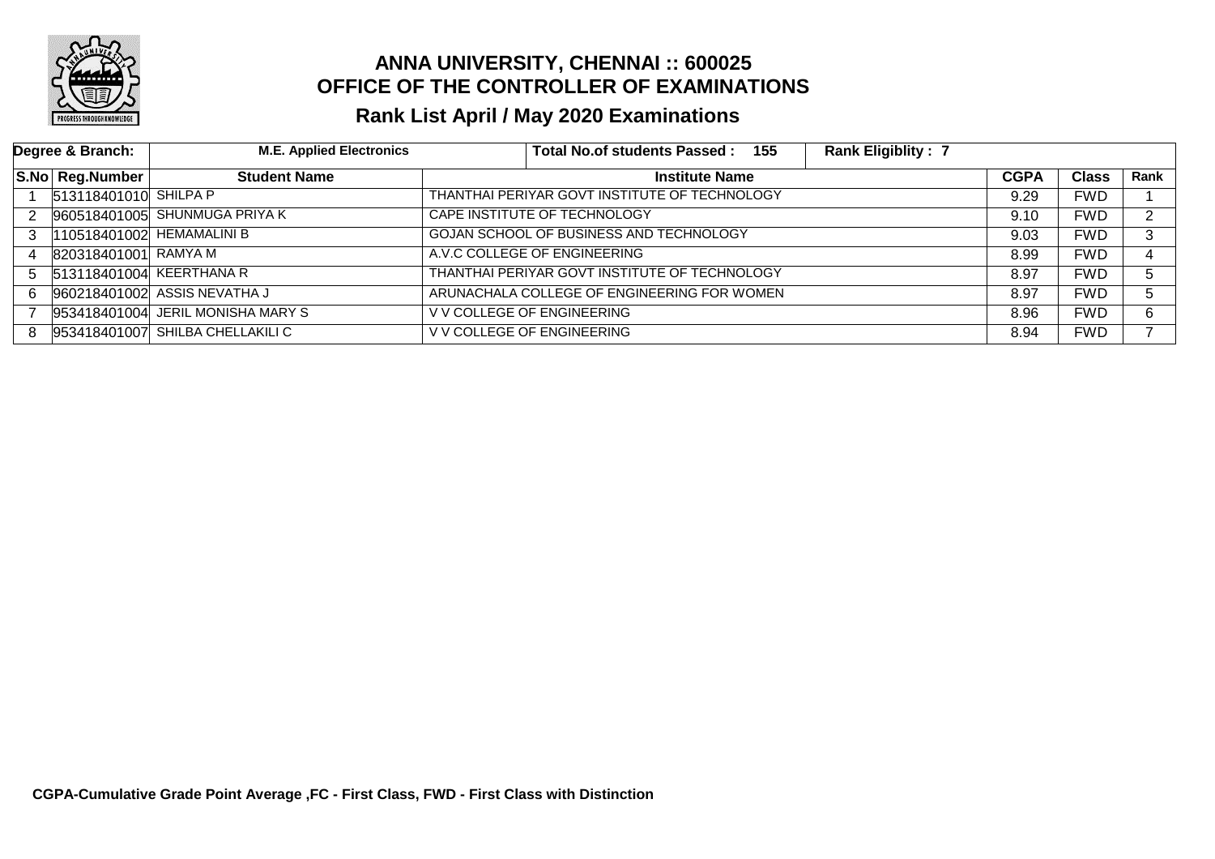# ANNA UNIVERSITY, CHENNAI :: 600025
## OFFICE OF THE CONTROLLER OF EXAMINATIONS
## Rank List April / May 2020 Examinations

| Degree & Branch: | M.E. Applied Electronics | Total No.of students Passed : 155 | Rank Eligiblity : 7 | | | |
|---|---|---|---|---|---|---|
| **S.No** | **Reg.Number** | **Student Name** | **Institute Name** | **CGPA** | **Class** | **Rank** |
| 1 | 513118401010 | SHILPA P | THANTHAI PERIYAR GOVT INSTITUTE OF TECHNOLOGY | 9.29 | FWD | 1 |
| 2 | 960518401005 | SHUNMUGA PRIYA K | CAPE INSTITUTE OF TECHNOLOGY | 9.10 | FWD | 2 |
| 3 | 110518401002 | HEMAMALINI B | GOJAN SCHOOL OF BUSINESS AND TECHNOLOGY | 9.03 | FWD | 3 |
| 4 | 820318401001 | RAMYA M | A.V.C COLLEGE OF ENGINEERING | 8.99 | FWD | 4 |
| 5 | 513118401004 | KEERTHANA R | THANTHAI PERIYAR GOVT INSTITUTE OF TECHNOLOGY | 8.97 | FWD | 5 |
| 6 | 960218401002 | ASSIS NEVATHA J | ARUNACHALA COLLEGE OF ENGINEERING FOR WOMEN | 8.97 | FWD | 5 |
| 7 | 953418401004 | JERIL MONISHA MARY S | V V COLLEGE OF ENGINEERING | 8.96 | FWD | 6 |
| 8 | 953418401007 | SHILBA CHELLAKILI C | V V COLLEGE OF ENGINEERING | 8.94 | FWD | 7 |

**CGPA-Cumulative Grade Point Average ,FC - First Class, FWD - First Class with Distinction**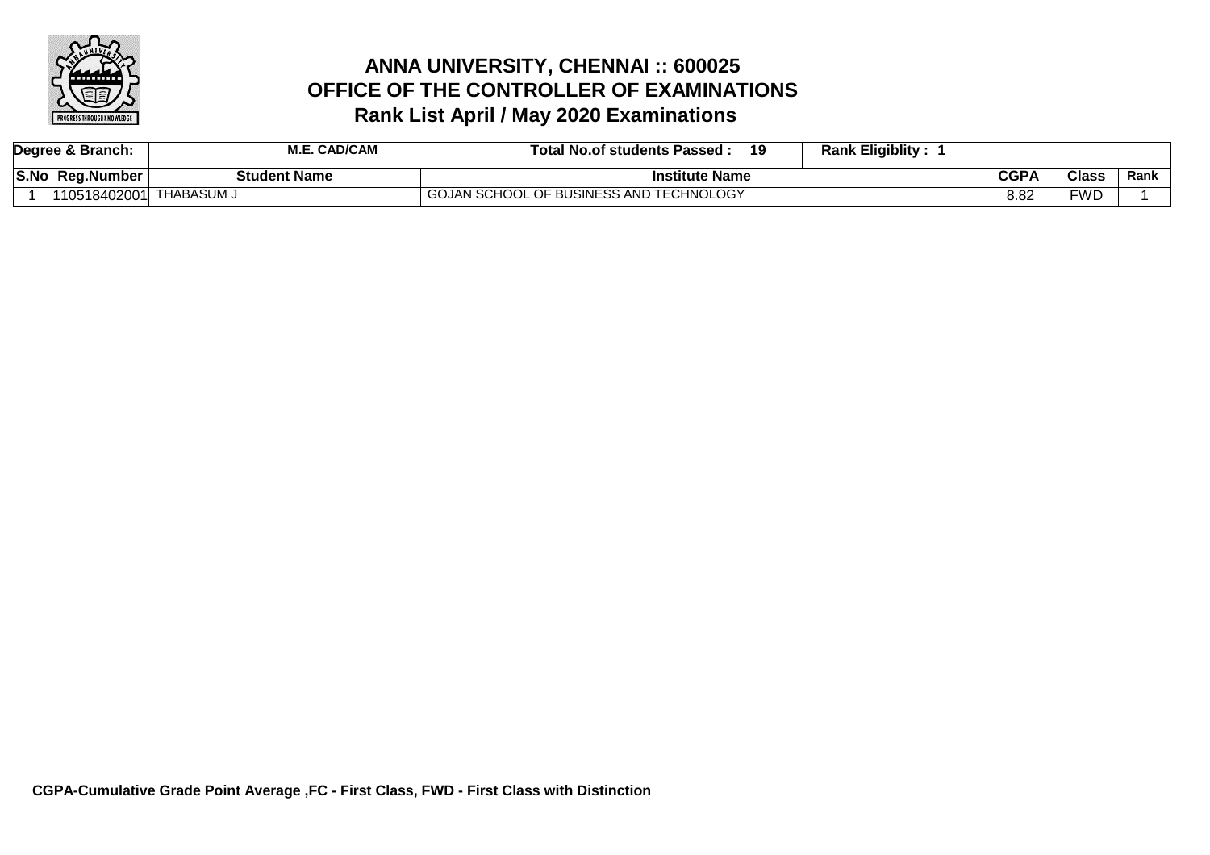# ANNA UNIVERSITY, CHENNAI :: 600025
# OFFICE OF THE CONTROLLER OF EXAMINATIONS
# Rank List April / May 2020 Examinations

| Degree & Branch: | M.E. CAD/CAM | | Total No.of students Passed : 19 | Rank Eligiblity : 1 | | |
|---|---|---|---|---|---|---|
| **S.No** | **Reg.Number** | **Student Name** | **Institute Name** | **CGPA** | **Class** | **Rank** |
| 1 | 110518402001 | THABASUM J | GOJAN SCHOOL OF BUSINESS AND TECHNOLOGY | 8.82 | FWD | 1 |

**CGPA-Cumulative Grade Point Average ,FC - First Class, FWD - First Class with Distinction**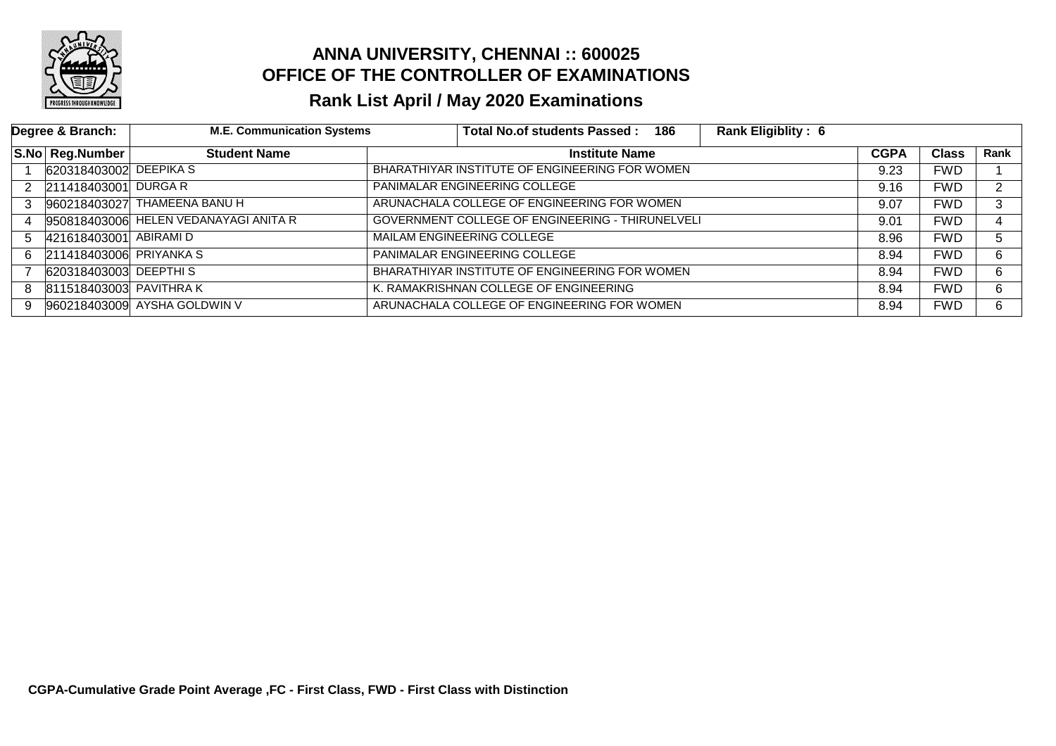# ANNA UNIVERSITY, CHENNAI :: 600025
## OFFICE OF THE CONTROLLER OF EXAMINATIONS
### Rank List April / May 2020 Examinations

| Degree & Branch: | M.E. Communication Systems | Total No.of students Passed : 186 | Rank Eligiblity : 6 | | | |
|---|---|---|---|---|---|---|
| **S.No** | **Reg.Number** | **Student Name** | **Institute Name** | **CGPA** | **Class** | **Rank** |
| 1 | 620318403002 | DEEPIKA S | BHARATHIYAR INSTITUTE OF ENGINEERING FOR WOMEN | 9.23 | FWD | 1 |
| 2 | 211418403001 | DURGA R | PANIMALAR ENGINEERING COLLEGE | 9.16 | FWD | 2 |
| 3 | 960218403027 | THAMEENA BANU H | ARUNACHALA COLLEGE OF ENGINEERING FOR WOMEN | 9.07 | FWD | 3 |
| 4 | 950818403006 | HELEN VEDANAYAGI ANITA R | GOVERNMENT COLLEGE OF ENGINEERING - THIRUNELVELI | 9.01 | FWD | 4 |
| 5 | 421618403001 | ABIRAMI D | MAILAM ENGINEERING COLLEGE | 8.96 | FWD | 5 |
| 6 | 211418403006 | PRIYANKA S | PANIMALAR ENGINEERING COLLEGE | 8.94 | FWD | 6 |
| 7 | 620318403003 | DEEPTHI S | BHARATHIYAR INSTITUTE OF ENGINEERING FOR WOMEN | 8.94 | FWD | 6 |
| 8 | 811518403003 | PAVITHRA K | K. RAMAKRISHNAN COLLEGE OF ENGINEERING | 8.94 | FWD | 6 |
| 9 | 960218403009 | AYSHA GOLDWIN V | ARUNACHALA COLLEGE OF ENGINEERING FOR WOMEN | 8.94 | FWD | 6 |

**CGPA-Cumulative Grade Point Average ,FC - First Class, FWD - First Class with Distinction**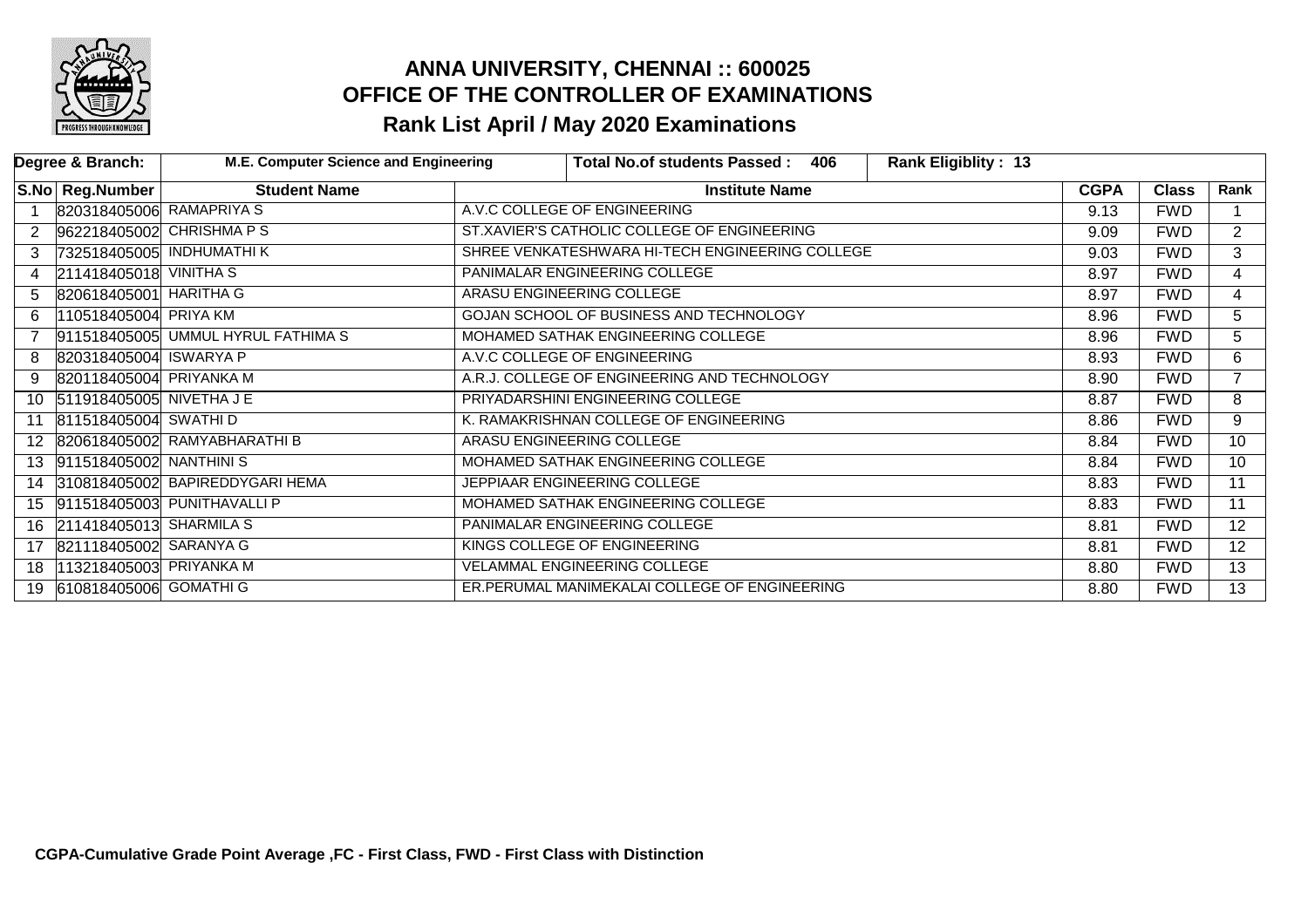# ANNA UNIVERSITY, CHENNAI :: 600025
## OFFICE OF THE CONTROLLER OF EXAMINATIONS
## Rank List April / May 2020 Examinations

| Degree & Branch: | M.E. Computer Science and Engineering | | Total No.of students Passed : 406 | Rank Eligiblity : 13 | | |
|---|---|---|---|---|---|---|
| **S.No** | **Reg.Number** | **Student Name** | **Institute Name** | **CGPA** | **Class** | **Rank** |
| 1 | 820318405006 | RAMAPRIYA S | A.V.C COLLEGE OF ENGINEERING | 9.13 | FWD | 1 |
| 2 | 962218405002 | CHRISHMA P S | ST.XAVIER'S CATHOLIC COLLEGE OF ENGINEERING | 9.09 | FWD | 2 |
| 3 | 732518405005 | INDHUMATHI K | SHREE VENKATESHWARA HI-TECH ENGINEERING COLLEGE | 9.03 | FWD | 3 |
| 4 | 211418405018 | VINITHA S | PANIMALAR ENGINEERING COLLEGE | 8.97 | FWD | 4 |
| 5 | 820618405001 | HARITHA G | ARASU ENGINEERING COLLEGE | 8.97 | FWD | 4 |
| 6 | 110518405004 | PRIYA KM | GOJAN SCHOOL OF BUSINESS AND TECHNOLOGY | 8.96 | FWD | 5 |
| 7 | 911518405005 | UMMUL HYRUL FATHIMA S | MOHAMED SATHAK ENGINEERING COLLEGE | 8.96 | FWD | 5 |
| 8 | 820318405004 | ISWARYA P | A.V.C COLLEGE OF ENGINEERING | 8.93 | FWD | 6 |
| 9 | 820118405004 | PRIYANKA M | A.R.J. COLLEGE OF ENGINEERING AND TECHNOLOGY | 8.90 | FWD | 7 |
| 10 | 511918405005 | NIVETHA J E | PRIYADARSHINI ENGINEERING COLLEGE | 8.87 | FWD | 8 |
| 11 | 811518405004 | SWATHI D | K. RAMAKRISHNAN COLLEGE OF ENGINEERING | 8.86 | FWD | 9 |
| 12 | 820618405002 | RAMYABHARATHI B | ARASU ENGINEERING COLLEGE | 8.84 | FWD | 10 |
| 13 | 911518405002 | NANTHINI S | MOHAMED SATHAK ENGINEERING COLLEGE | 8.84 | FWD | 10 |
| 14 | 310818405002 | BAPIREDDYGARI HEMA | JEPPIAAR ENGINEERING COLLEGE | 8.83 | FWD | 11 |
| 15 | 911518405003 | PUNITHAVALLI P | MOHAMED SATHAK ENGINEERING COLLEGE | 8.83 | FWD | 11 |
| 16 | 211418405013 | SHARMILA S | PANIMALAR ENGINEERING COLLEGE | 8.81 | FWD | 12 |
| 17 | 821118405002 | SARANYA G | KINGS COLLEGE OF ENGINEERING | 8.81 | FWD | 12 |
| 18 | 113218405003 | PRIYANKA M | VELAMMAL ENGINEERING COLLEGE | 8.80 | FWD | 13 |
| 19 | 610818405006 | GOMATHI G | ER.PERUMAL MANIMEKALAI COLLEGE OF ENGINEERING | 8.80 | FWD | 13 |

**CGPA-Cumulative Grade Point Average ,FC - First Class, FWD - First Class with Distinction**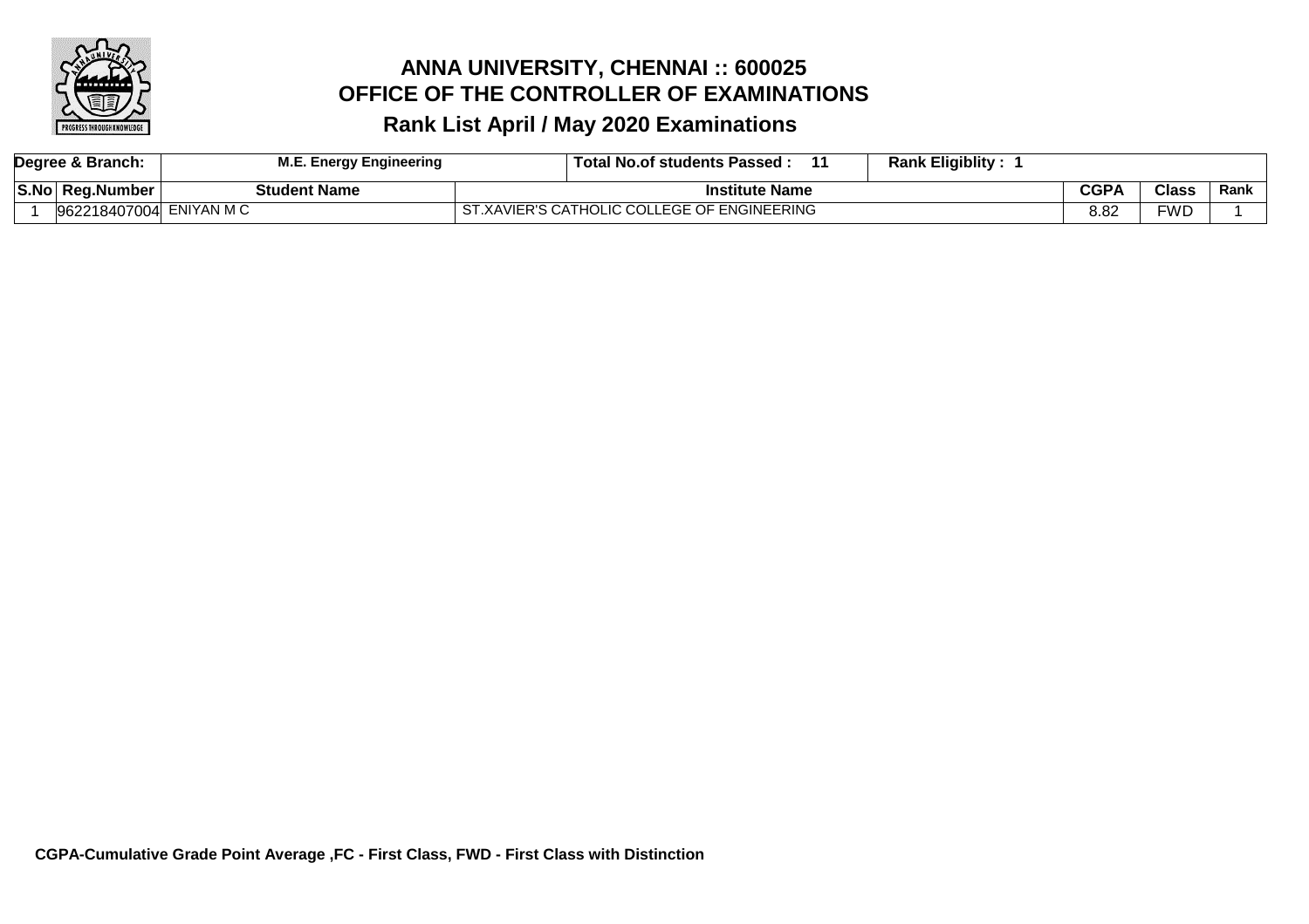# ANNA UNIVERSITY, CHENNAI :: 600025
## OFFICE OF THE CONTROLLER OF EXAMINATIONS
## Rank List April / May 2020 Examinations

| Degree & Branch: | M.E. Energy Engineering | Total No.of students Passed : 11 | Rank Eligiblity : 1 | | | |
|---|---|---|---|---|---|---|
| **S.No** | **Reg.Number** | **Student Name** | **Institute Name** | **CGPA** | **Class** | **Rank** |
| 1 | 962218407004 | ENIYAN M C | ST.XAVIER'S CATHOLIC COLLEGE OF ENGINEERING | 8.82 | FWD | 1 |

**CGPA-Cumulative Grade Point Average ,FC - First Class, FWD - First Class with Distinction**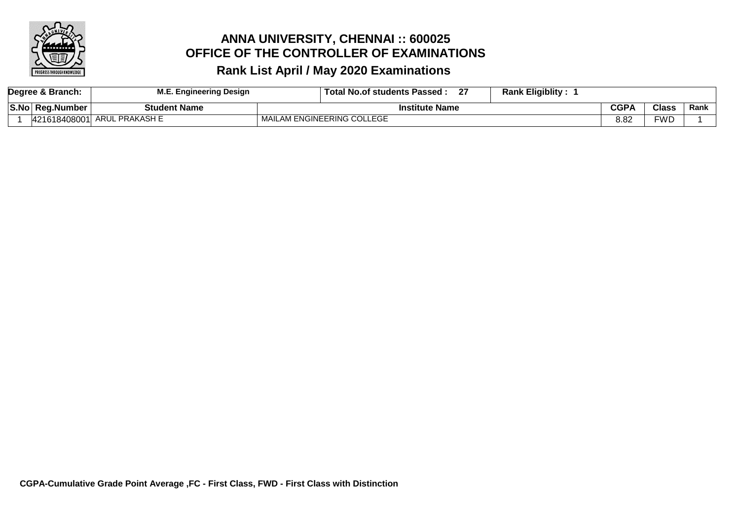# ANNA UNIVERSITY, CHENNAI :: 600025
## OFFICE OF THE CONTROLLER OF EXAMINATIONS
## Rank List April / May 2020 Examinations

| Degree & Branch: | M.E. Engineering Design | Total No.of students Passed : 27 | Rank Eligiblity : 1 | | | |
|---|---|---|---|---|---|---|
| **S.No** | **Reg.Number** | **Student Name** | **Institute Name** | **CGPA** | **Class** | **Rank** |
| 1 | 421618408001 | ARUL PRAKASH E | MAILAM ENGINEERING COLLEGE | 8.82 | FWD | 1 |

**CGPA-Cumulative Grade Point Average ,FC - First Class, FWD - First Class with Distinction**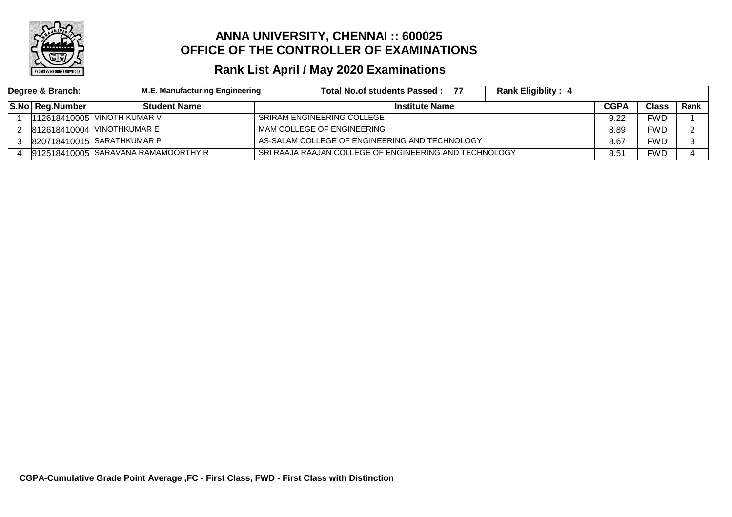# ANNA UNIVERSITY, CHENNAI :: 600025
# OFFICE OF THE CONTROLLER OF EXAMINATIONS

## Rank List April / May 2020 Examinations

| Degree & Branch: | M.E. Manufacturing Engineering | Total No.of students Passed : 77 | Rank Eligiblity : 4 | | | |
|---|---|---|---|---|---|---|
| **S.No** | **Reg.Number** | **Student Name** | **Institute Name** | **CGPA** | **Class** | **Rank** |
| 1 | 112618410005 | VINOTH KUMAR V | SRIRAM ENGINEERING COLLEGE | 9.22 | FWD | 1 |
| 2 | 812618410004 | VINOTHKUMAR E | MAM COLLEGE OF ENGINEERING | 8.89 | FWD | 2 |
| 3 | 820718410015 | SARATHKUMAR P | AS-SALAM COLLEGE OF ENGINEERING AND TECHNOLOGY | 8.67 | FWD | 3 |
| 4 | 912518410005 | SARAVANA RAMAMOORTHY R | SRI RAAJA RAAJAN COLLEGE OF ENGINEERING AND TECHNOLOGY | 8.51 | FWD | 4 |

**CGPA-Cumulative Grade Point Average ,FC - First Class, FWD - First Class with Distinction**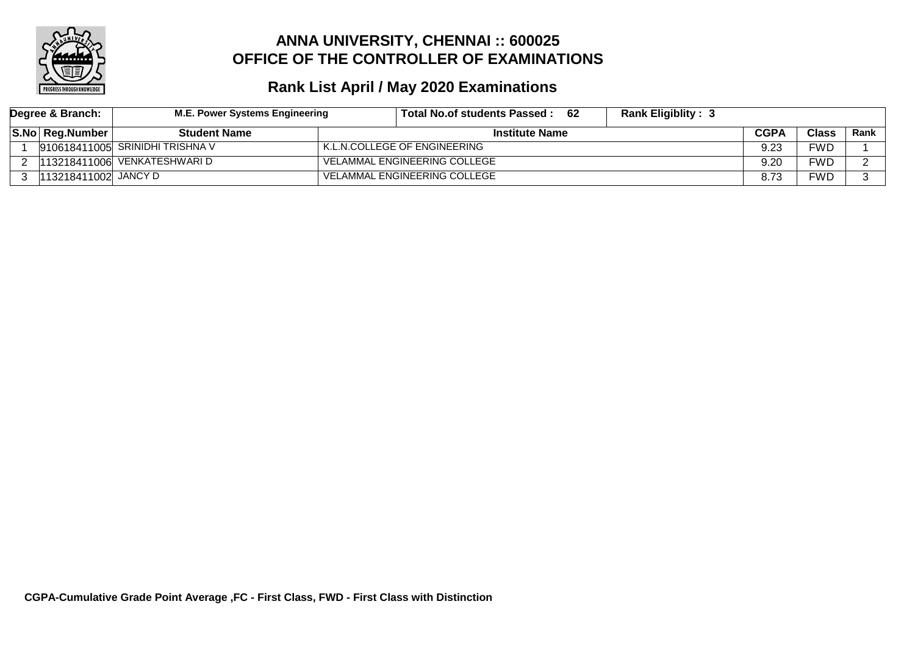# ANNA UNIVERSITY, CHENNAI :: 600025
# OFFICE OF THE CONTROLLER OF EXAMINATIONS

## Rank List April / May 2020 Examinations

| Degree & Branch: | M.E. Power Systems Engineering | | Total No.of students Passed : 62 | Rank Eligiblity : 3 | | |
|---|---|---|---|---|---|---|
| **S.No** | **Reg.Number** | **Student Name** | **Institute Name** | **CGPA** | **Class** | **Rank** |
| 1 | 910618411005 | SRINIDHI TRISHNA V | K.L.N.COLLEGE OF ENGINEERING | 9.23 | FWD | 1 |
| 2 | 113218411006 | VENKATESHWARI D | VELAMMAL ENGINEERING COLLEGE | 9.20 | FWD | 2 |
| 3 | 113218411002 | JANCY D | VELAMMAL ENGINEERING COLLEGE | 8.73 | FWD | 3 |

**CGPA-Cumulative Grade Point Average ,FC - First Class, FWD - First Class with Distinction**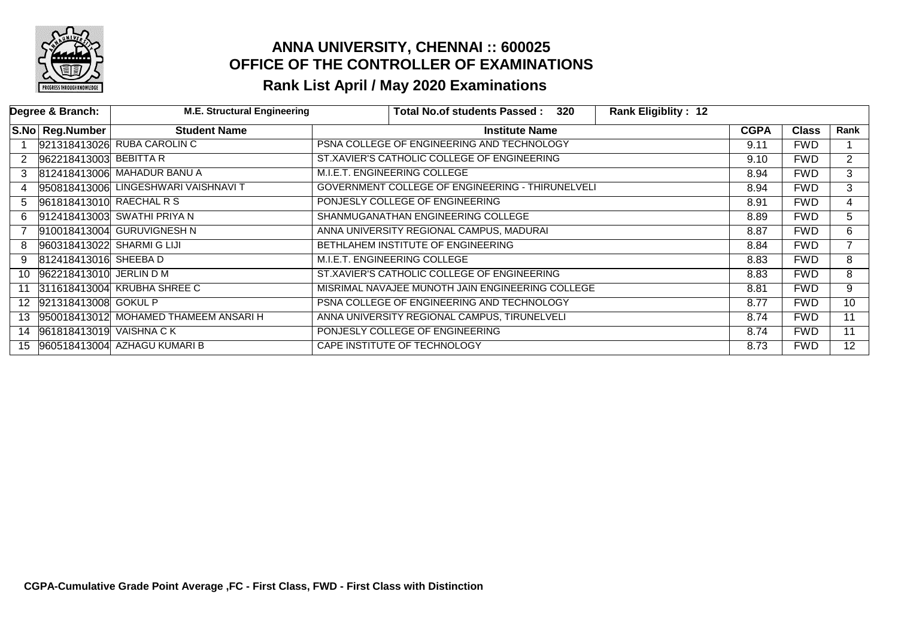# ANNA UNIVERSITY, CHENNAI :: 600025
## OFFICE OF THE CONTROLLER OF EXAMINATIONS
## Rank List April / May 2020 Examinations

| Degree & Branch: | M.E. Structural Engineering | Total No.of students Passed : 320 | Rank Eligiblity : 12 | | |
|---|---|---|---|---|---|

| S.No | Reg.Number | Student Name | Institute Name | CGPA | Class | Rank |
|---|---|---|---|---|---|---|
| 1 | 921318413026 | RUBA CAROLIN C | PSNA COLLEGE OF ENGINEERING AND TECHNOLOGY | 9.11 | FWD | 1 |
| 2 | 962218413003 | BEBITTA R | ST.XAVIER'S CATHOLIC COLLEGE OF ENGINEERING | 9.10 | FWD | 2 |
| 3 | 812418413006 | MAHADUR BANU A | M.I.E.T. ENGINEERING COLLEGE | 8.94 | FWD | 3 |
| 4 | 950818413006 | LINGESHWARI VAISHNAVI T | GOVERNMENT COLLEGE OF ENGINEERING - THIRUNELVELI | 8.94 | FWD | 3 |
| 5 | 961818413010 | RAECHAL R S | PONJESLY COLLEGE OF ENGINEERING | 8.91 | FWD | 4 |
| 6 | 912418413003 | SWATHI PRIYA N | SHANMUGANATHAN ENGINEERING COLLEGE | 8.89 | FWD | 5 |
| 7 | 910018413004 | GURUVIGNESH N | ANNA UNIVERSITY REGIONAL CAMPUS, MADURAI | 8.87 | FWD | 6 |
| 8 | 960318413022 | SHARMI G LIJI | BETHLAHEM INSTITUTE OF ENGINEERING | 8.84 | FWD | 7 |
| 9 | 812418413016 | SHEEBA D | M.I.E.T. ENGINEERING COLLEGE | 8.83 | FWD | 8 |
| 10 | 962218413010 | JERLIN D M | ST.XAVIER'S CATHOLIC COLLEGE OF ENGINEERING | 8.83 | FWD | 8 |
| 11 | 311618413004 | KRUBHA SHREE C | MISRIMAL NAVAJEE MUNOTH JAIN ENGINEERING COLLEGE | 8.81 | FWD | 9 |
| 12 | 921318413008 | GOKUL P | PSNA COLLEGE OF ENGINEERING AND TECHNOLOGY | 8.77 | FWD | 10 |
| 13 | 950018413012 | MOHAMED THAMEEM ANSARI H | ANNA UNIVERSITY REGIONAL CAMPUS, TIRUNELVELI | 8.74 | FWD | 11 |
| 14 | 961818413019 | VAISHNA C K | PONJESLY COLLEGE OF ENGINEERING | 8.74 | FWD | 11 |
| 15 | 960518413004 | AZHAGU KUMARI B | CAPE INSTITUTE OF TECHNOLOGY | 8.73 | FWD | 12 |

**CGPA-Cumulative Grade Point Average ,FC - First Class, FWD - First Class with Distinction**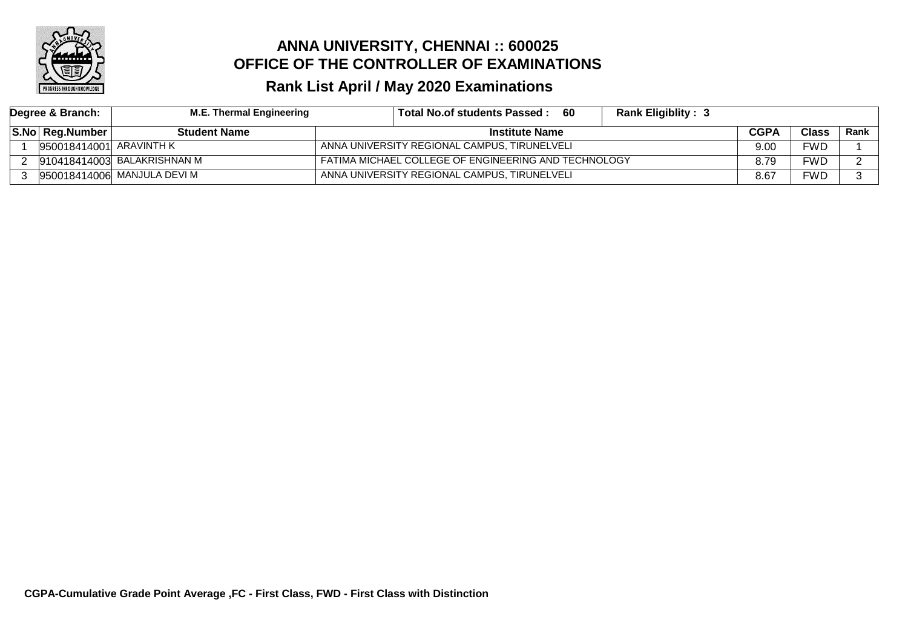# ANNA UNIVERSITY, CHENNAI :: 600025
# OFFICE OF THE CONTROLLER OF EXAMINATIONS
## Rank List April / May 2020 Examinations

| Degree & Branch: | M.E. Thermal Engineering | Total No.of students Passed : 60 | Rank Eligiblity : 3 | | | |
|---|---|---|---|---|---|---|
| **S.No** | **Reg.Number** | **Student Name** | **Institute Name** | **CGPA** | **Class** | **Rank** |
| 1 | 950018414001 | ARAVINTH K | ANNA UNIVERSITY REGIONAL CAMPUS, TIRUNELVELI | 9.00 | FWD | 1 |
| 2 | 910418414003 | BALAKRISHNAN M | FATIMA MICHAEL COLLEGE OF ENGINEERING AND TECHNOLOGY | 8.79 | FWD | 2 |
| 3 | 950018414006 | MANJULA DEVI M | ANNA UNIVERSITY REGIONAL CAMPUS, TIRUNELVELI | 8.67 | FWD | 3 |

**CGPA-Cumulative Grade Point Average ,FC - First Class, FWD - First Class with Distinction**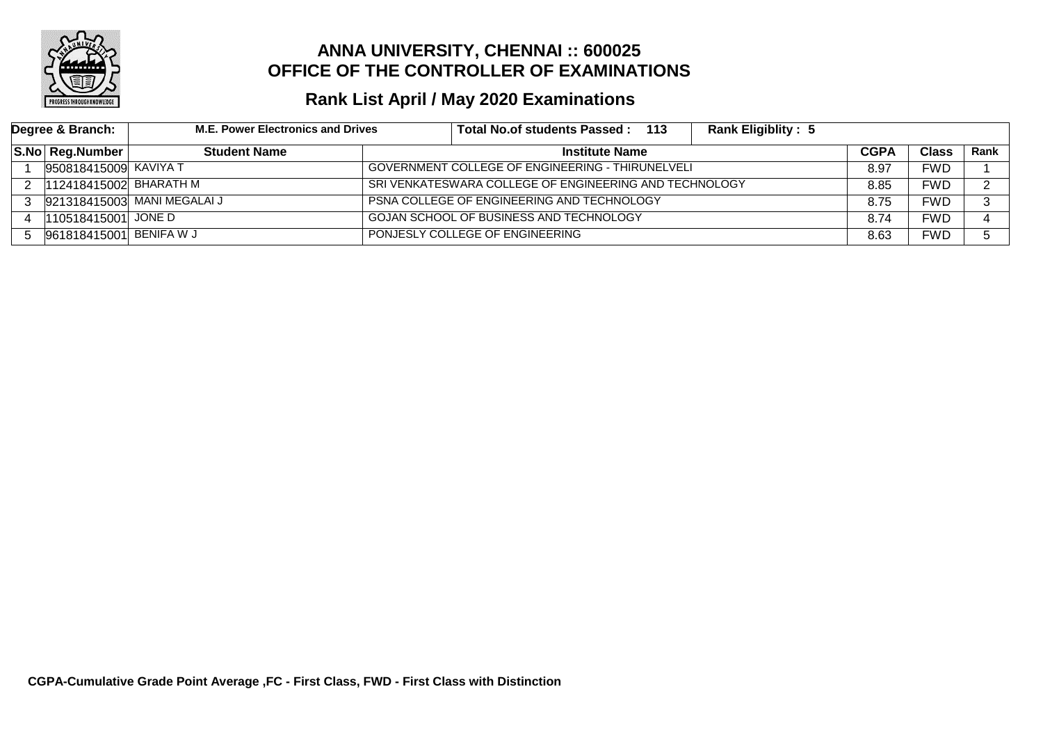# ANNA UNIVERSITY, CHENNAI :: 600025
# OFFICE OF THE CONTROLLER OF EXAMINATIONS

## Rank List April / May 2020 Examinations

| Degree & Branch: | M.E. Power Electronics and Drives | | Total No.of students Passed : 113 | Rank Eligiblity : 5 | | |
|---|---|---|---|---|---|---|
| **S.No** | **Reg.Number** | **Student Name** | **Institute Name** | **CGPA** | **Class** | **Rank** |
| 1 | 950818415009 | KAVIYA T | GOVERNMENT COLLEGE OF ENGINEERING - THIRUNELVELI | 8.97 | FWD | 1 |
| 2 | 112418415002 | BHARATH M | SRI VENKATESWARA COLLEGE OF ENGINEERING AND TECHNOLOGY | 8.85 | FWD | 2 |
| 3 | 921318415003 | MANI MEGALAI J | PSNA COLLEGE OF ENGINEERING AND TECHNOLOGY | 8.75 | FWD | 3 |
| 4 | 110518415001 | JONE D | GOJAN SCHOOL OF BUSINESS AND TECHNOLOGY | 8.74 | FWD | 4 |
| 5 | 961818415001 | BENIFA W J | PONJESLY COLLEGE OF ENGINEERING | 8.63 | FWD | 5 |

**CGPA-Cumulative Grade Point Average ,FC - First Class, FWD - First Class with Distinction**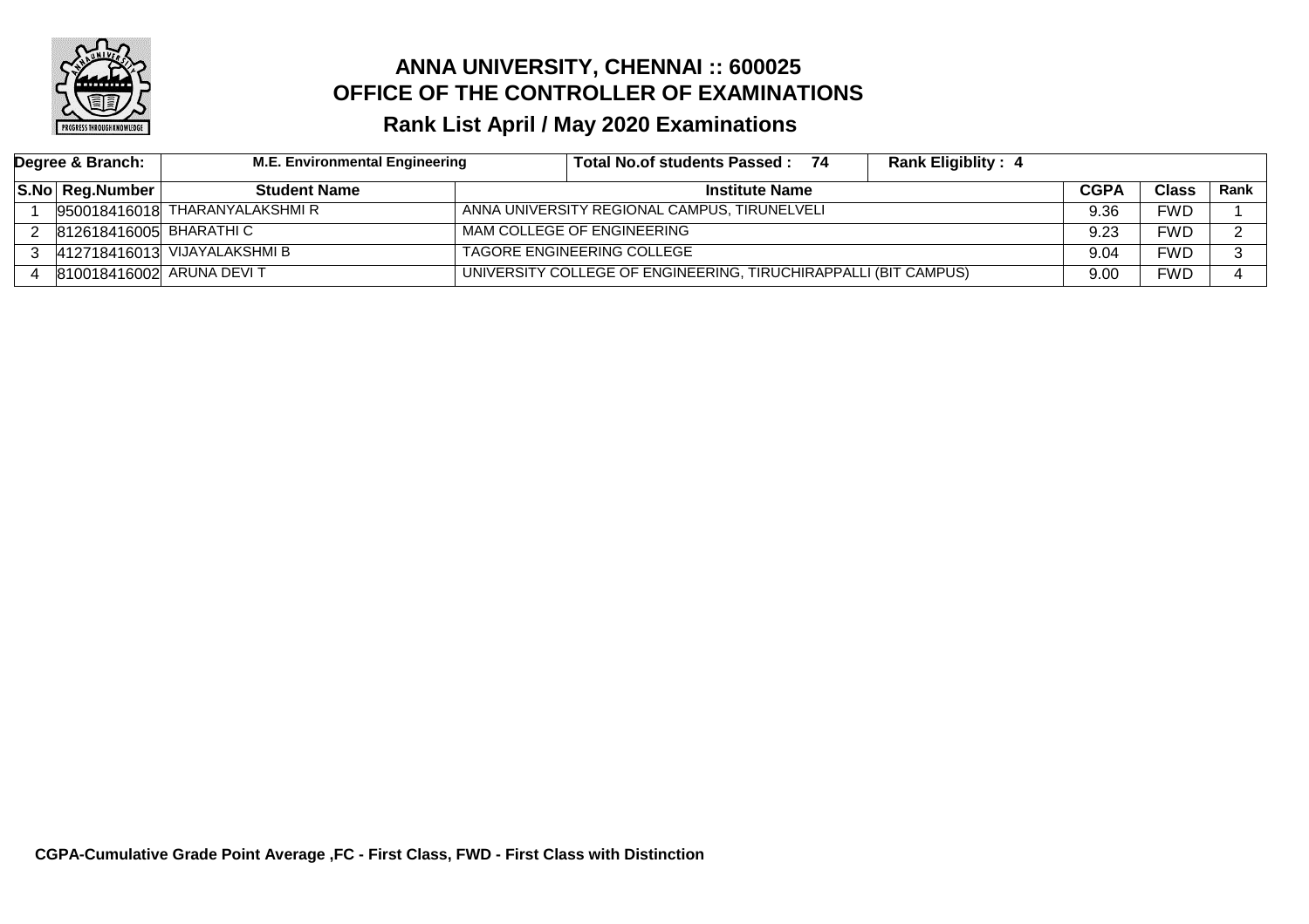# ANNA UNIVERSITY, CHENNAI :: 600025
## OFFICE OF THE CONTROLLER OF EXAMINATIONS
### Rank List April / May 2020 Examinations

| Degree & Branch: | M.E. Environmental Engineering | Total No.of students Passed : 74 | Rank Eligiblity : 4 | | | |
|---|---|---|---|---|---|---|
| **S.No** | **Reg.Number** | **Student Name** | **Institute Name** | **CGPA** | **Class** | **Rank** |
| 1 | 950018416018 | THARANYALAKSHMI R | ANNA UNIVERSITY REGIONAL CAMPUS, TIRUNELVELI | 9.36 | FWD | 1 |
| 2 | 812618416005 | BHARATHI C | MAM COLLEGE OF ENGINEERING | 9.23 | FWD | 2 |
| 3 | 412718416013 | VIJAYALAKSHMI B | TAGORE ENGINEERING COLLEGE | 9.04 | FWD | 3 |
| 4 | 810018416002 | ARUNA DEVI T | UNIVERSITY COLLEGE OF ENGINEERING, TIRUCHIRAPPALLI (BIT CAMPUS) | 9.00 | FWD | 4 |

**CGPA-Cumulative Grade Point Average ,FC - First Class, FWD - First Class with Distinction**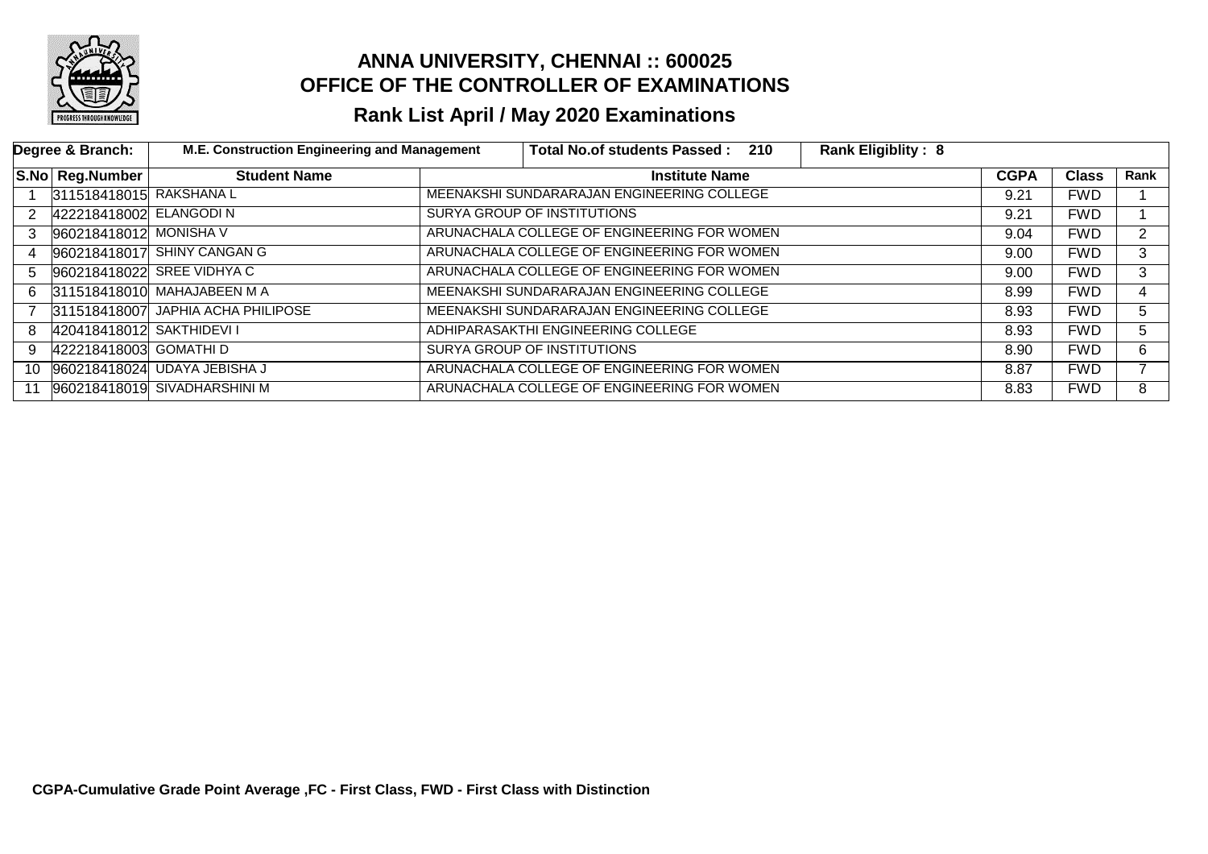# ANNA UNIVERSITY, CHENNAI :: 600025
## OFFICE OF THE CONTROLLER OF EXAMINATIONS
### Rank List April / May 2020 Examinations

| Degree & Branch: | M.E. Construction Engineering and Management | Total No.of students Passed : 210 | Rank Eligiblity : 8 | | | |
|---|---|---|---|---|---|---|
| **S.No** | **Reg.Number** | **Student Name** | **Institute Name** | **CGPA** | **Class** | **Rank** |
| 1 | 311518418015 | RAKSHANA L | MEENAKSHI SUNDARARAJAN ENGINEERING COLLEGE | 9.21 | FWD | 1 |
| 2 | 422218418002 | ELANGODI N | SURYA GROUP OF INSTITUTIONS | 9.21 | FWD | 1 |
| 3 | 960218418012 | MONISHA V | ARUNACHALA COLLEGE OF ENGINEERING FOR WOMEN | 9.04 | FWD | 2 |
| 4 | 960218418017 | SHINY CANGAN G | ARUNACHALA COLLEGE OF ENGINEERING FOR WOMEN | 9.00 | FWD | 3 |
| 5 | 960218418022 | SREE VIDHYA C | ARUNACHALA COLLEGE OF ENGINEERING FOR WOMEN | 9.00 | FWD | 3 |
| 6 | 311518418010 | MAHAJABEEN M A | MEENAKSHI SUNDARARAJAN ENGINEERING COLLEGE | 8.99 | FWD | 4 |
| 7 | 311518418007 | JAPHIA ACHA PHILIPOSE | MEENAKSHI SUNDARARAJAN ENGINEERING COLLEGE | 8.93 | FWD | 5 |
| 8 | 420418418012 | SAKTHIDEVI I | ADHIPARASAKTHI ENGINEERING COLLEGE | 8.93 | FWD | 5 |
| 9 | 422218418003 | GOMATHI D | SURYA GROUP OF INSTITUTIONS | 8.90 | FWD | 6 |
| 10 | 960218418024 | UDAYA JEBISHA J | ARUNACHALA COLLEGE OF ENGINEERING FOR WOMEN | 8.87 | FWD | 7 |
| 11 | 960218418019 | SIVADHARSHINI M | ARUNACHALA COLLEGE OF ENGINEERING FOR WOMEN | 8.83 | FWD | 8 |

**CGPA-Cumulative Grade Point Average ,FC - First Class, FWD - First Class with Distinction**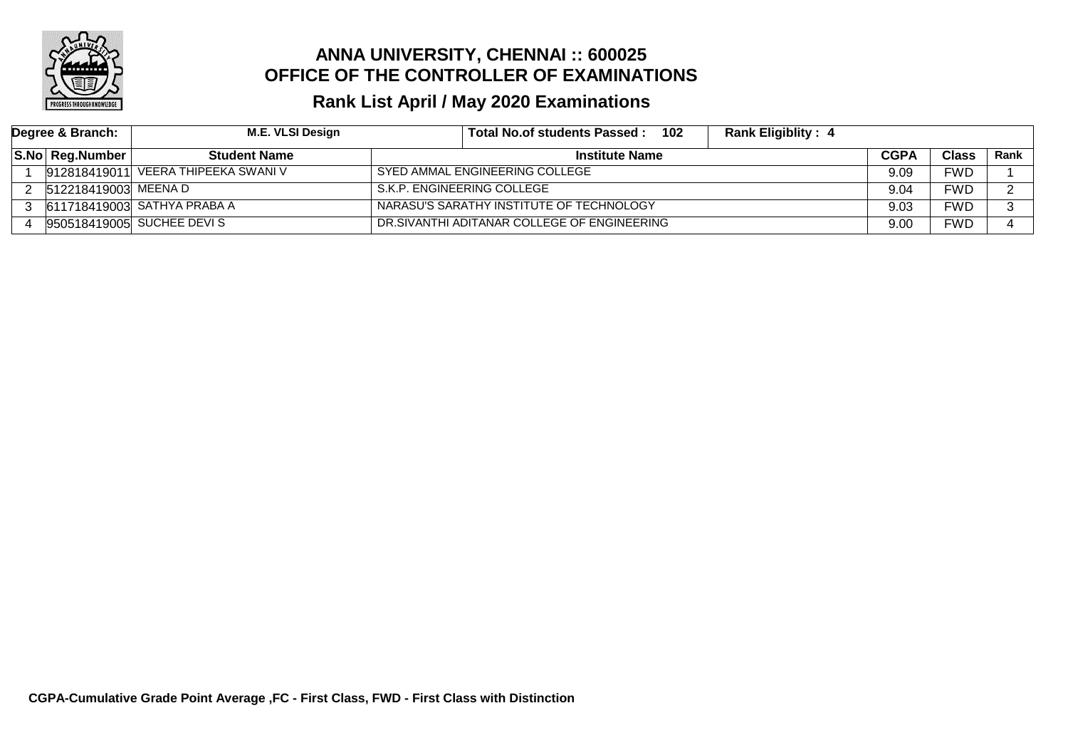# ANNA UNIVERSITY, CHENNAI :: 600025
## OFFICE OF THE CONTROLLER OF EXAMINATIONS
## Rank List April / May 2020 Examinations

| Degree & Branch: | M.E. VLSI Design | Total No.of students Passed : 102 | Rank Eligiblity : 4 | | | |
|---|---|---|---|---|---|---|
| **S.No** | **Reg.Number** | **Student Name** | **Institute Name** | **CGPA** | **Class** | **Rank** |
| 1 | 912818419011 | VEERA THIPEEKA SWANI V | SYED AMMAL ENGINEERING COLLEGE | 9.09 | FWD | 1 |
| 2 | 512218419003 | MEENA D | S.K.P. ENGINEERING COLLEGE | 9.04 | FWD | 2 |
| 3 | 611718419003 | SATHYA PRABA A | NARASU'S SARATHY INSTITUTE OF TECHNOLOGY | 9.03 | FWD | 3 |
| 4 | 950518419005 | SUCHEE DEVI S | DR.SIVANTHI ADITANAR COLLEGE OF ENGINEERING | 9.00 | FWD | 4 |

**CGPA-Cumulative Grade Point Average ,FC - First Class, FWD - First Class with Distinction**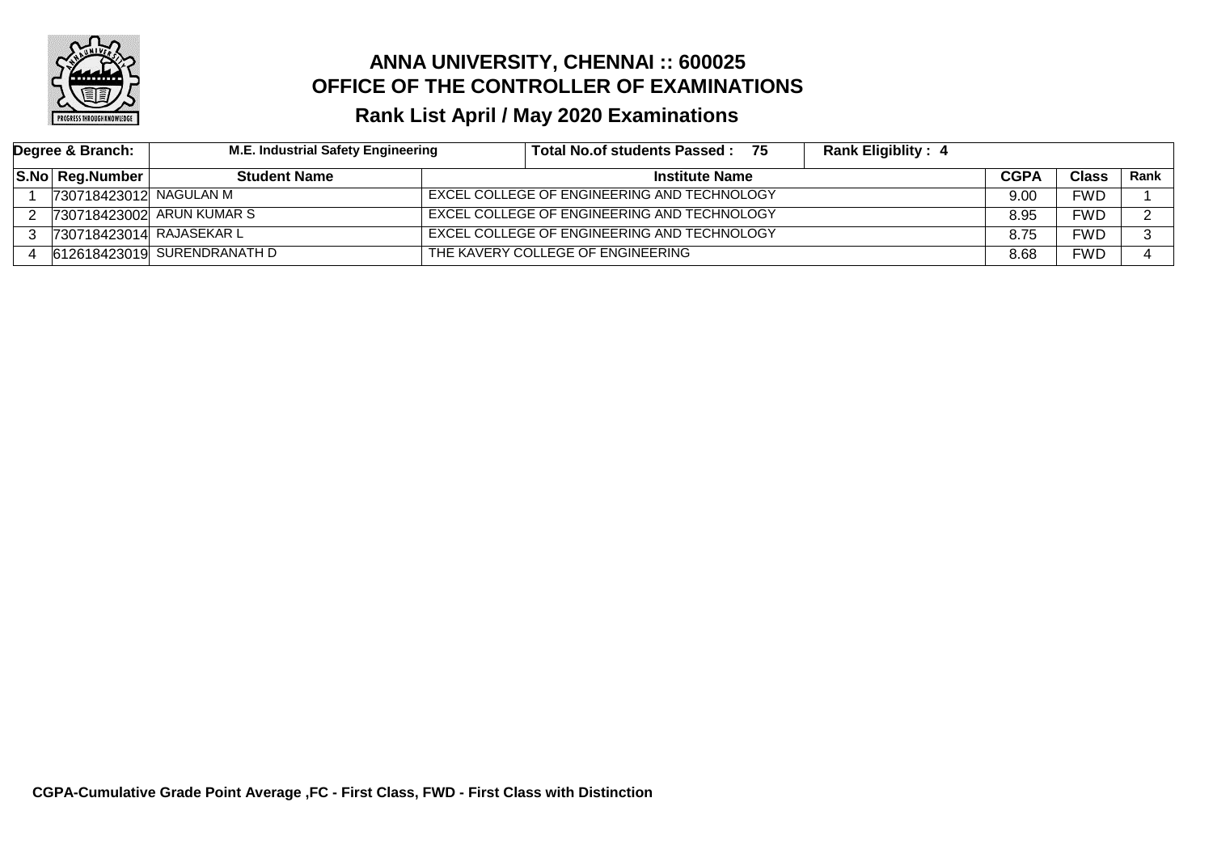# ANNA UNIVERSITY, CHENNAI :: 600025
## OFFICE OF THE CONTROLLER OF EXAMINATIONS
### Rank List April / May 2020 Examinations

| Degree & Branch: | M.E. Industrial Safety Engineering | Total No.of students Passed : 75 | Rank Eligiblity : 4 | | | |
|---|---|---|---|---|---|---|
| **S.No** | **Reg.Number** | **Student Name** | **Institute Name** | **CGPA** | **Class** | **Rank** |
| 1 | 730718423012 | NAGULAN M | EXCEL COLLEGE OF ENGINEERING AND TECHNOLOGY | 9.00 | FWD | 1 |
| 2 | 730718423002 | ARUN KUMAR S | EXCEL COLLEGE OF ENGINEERING AND TECHNOLOGY | 8.95 | FWD | 2 |
| 3 | 730718423014 | RAJASEKAR L | EXCEL COLLEGE OF ENGINEERING AND TECHNOLOGY | 8.75 | FWD | 3 |
| 4 | 612618423019 | SURENDRANATH D | THE KAVERY COLLEGE OF ENGINEERING | 8.68 | FWD | 4 |

**CGPA-Cumulative Grade Point Average ,FC - First Class, FWD - First Class with Distinction**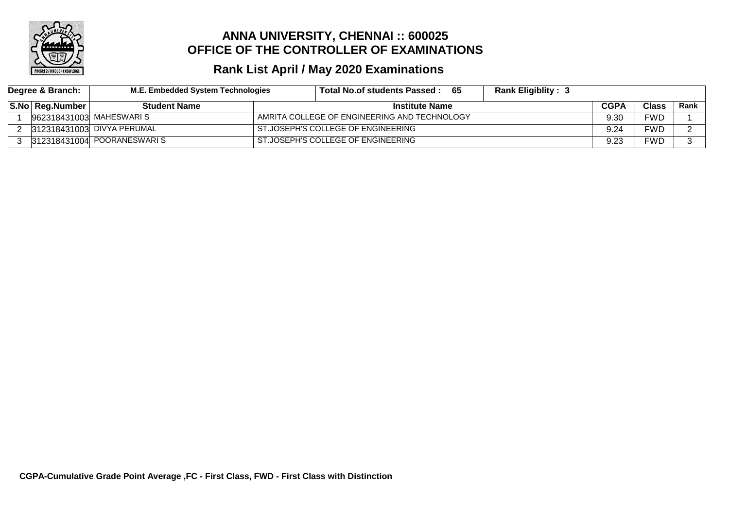# ANNA UNIVERSITY, CHENNAI :: 600025
# OFFICE OF THE CONTROLLER OF EXAMINATIONS

## Rank List April / May 2020 Examinations

| Degree & Branch: | M.E. Embedded System Technologies | | Total No.of students Passed : 65 | Rank Eligiblity : 3 | | |
|---|---|---|---|---|---|---|
| **S.No** | **Reg.Number** | **Student Name** | **Institute Name** | **CGPA** | **Class** | **Rank** |
| 1 | 962318431003 | MAHESWARI S | AMRITA COLLEGE OF ENGINEERING AND TECHNOLOGY | 9.30 | FWD | 1 |
| 2 | 312318431003 | DIVYA PERUMAL | ST.JOSEPH'S COLLEGE OF ENGINEERING | 9.24 | FWD | 2 |
| 3 | 312318431004 | POORANESWARI S | ST.JOSEPH'S COLLEGE OF ENGINEERING | 9.23 | FWD | 3 |

**CGPA-Cumulative Grade Point Average ,FC - First Class, FWD - First Class with Distinction**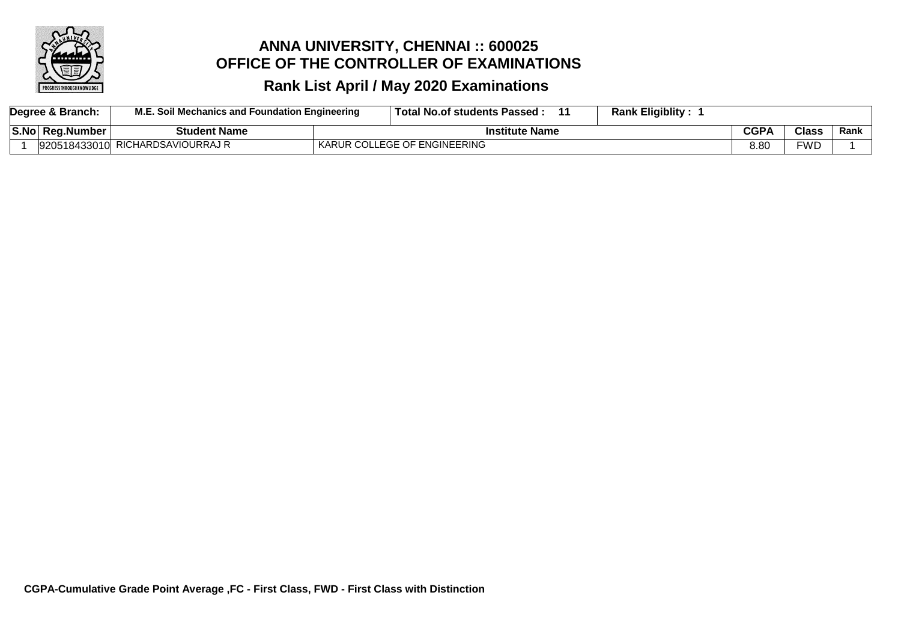# ANNA UNIVERSITY, CHENNAI :: 600025
# OFFICE OF THE CONTROLLER OF EXAMINATIONS
## Rank List April / May 2020 Examinations

| Degree & Branch: | M.E. Soil Mechanics and Foundation Engineering | Total No.of students Passed : 11 | Rank Eligiblity : 1 | | | |
|---|---|---|---|---|---|---|
| **S.No** | **Reg.Number** | **Student Name** | **Institute Name** | **CGPA** | **Class** | **Rank** |
| 1 | 920518433010 | RICHARDSAVIOURRAJ R | KARUR COLLEGE OF ENGINEERING | 8.80 | FWD | 1 |

**CGPA-Cumulative Grade Point Average ,FC - First Class, FWD - First Class with Distinction**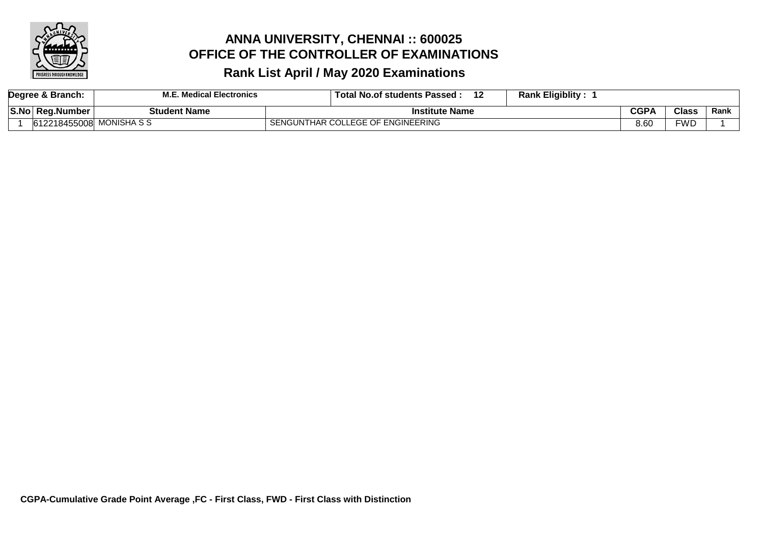# ANNA UNIVERSITY, CHENNAI :: 600025
# OFFICE OF THE CONTROLLER OF EXAMINATIONS
## Rank List April / May 2020 Examinations

| Degree & Branch: | | M.E. Medical Electronics | Total No.of students Passed : 12 | Rank Eligiblity : 1 | | |
|---|---|---|---|---|---|---|
| **S.No** | **Reg.Number** | **Student Name** | **Institute Name** | **CGPA** | **Class** | **Rank** |
| 1 | 612218455008 | MONISHA S S | SENGUNTHAR COLLEGE OF ENGINEERING | 8.60 | FWD | 1 |

**CGPA-Cumulative Grade Point Average ,FC - First Class, FWD - First Class with Distinction**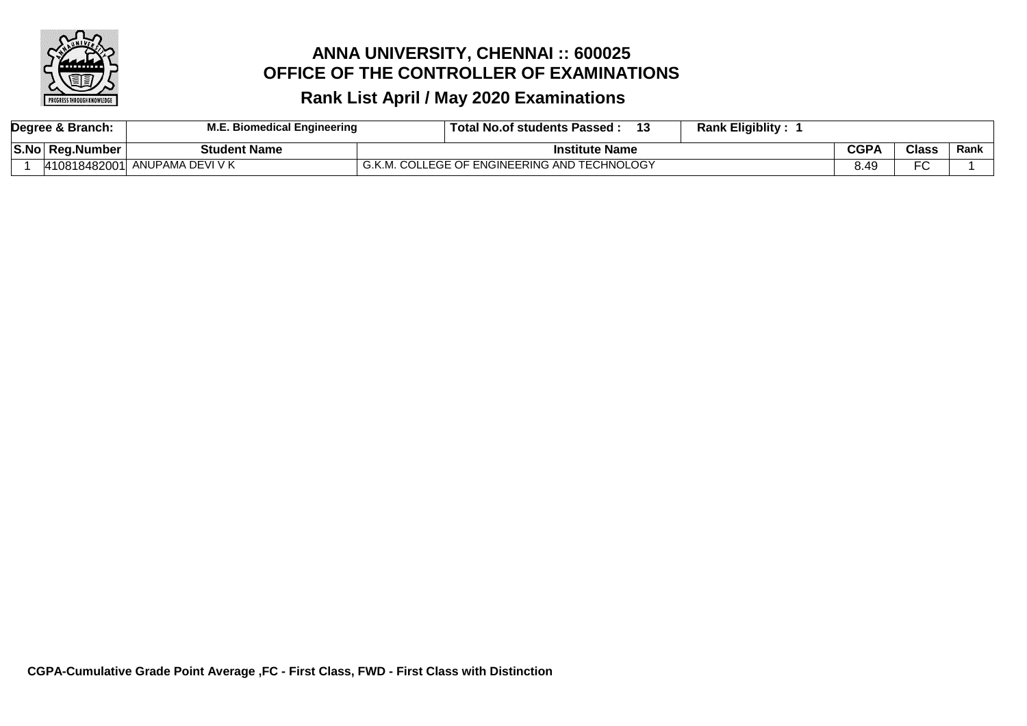# ANNA UNIVERSITY, CHENNAI :: 600025
## OFFICE OF THE CONTROLLER OF EXAMINATIONS
## Rank List April / May 2020 Examinations

| Degree & Branch: | M.E. Biomedical Engineering | Total No.of students Passed : 13 | Rank Eligiblity : 1 | | | |
|---|---|---|---|---|---|---|
| **S.No** | **Reg.Number** | **Student Name** | **Institute Name** | **CGPA** | **Class** | **Rank** |
| 1 | 410818482001 | ANUPAMA DEVI V K | G.K.M. COLLEGE OF ENGINEERING AND TECHNOLOGY | 8.49 | FC | 1 |

**CGPA-Cumulative Grade Point Average ,FC - First Class, FWD - First Class with Distinction**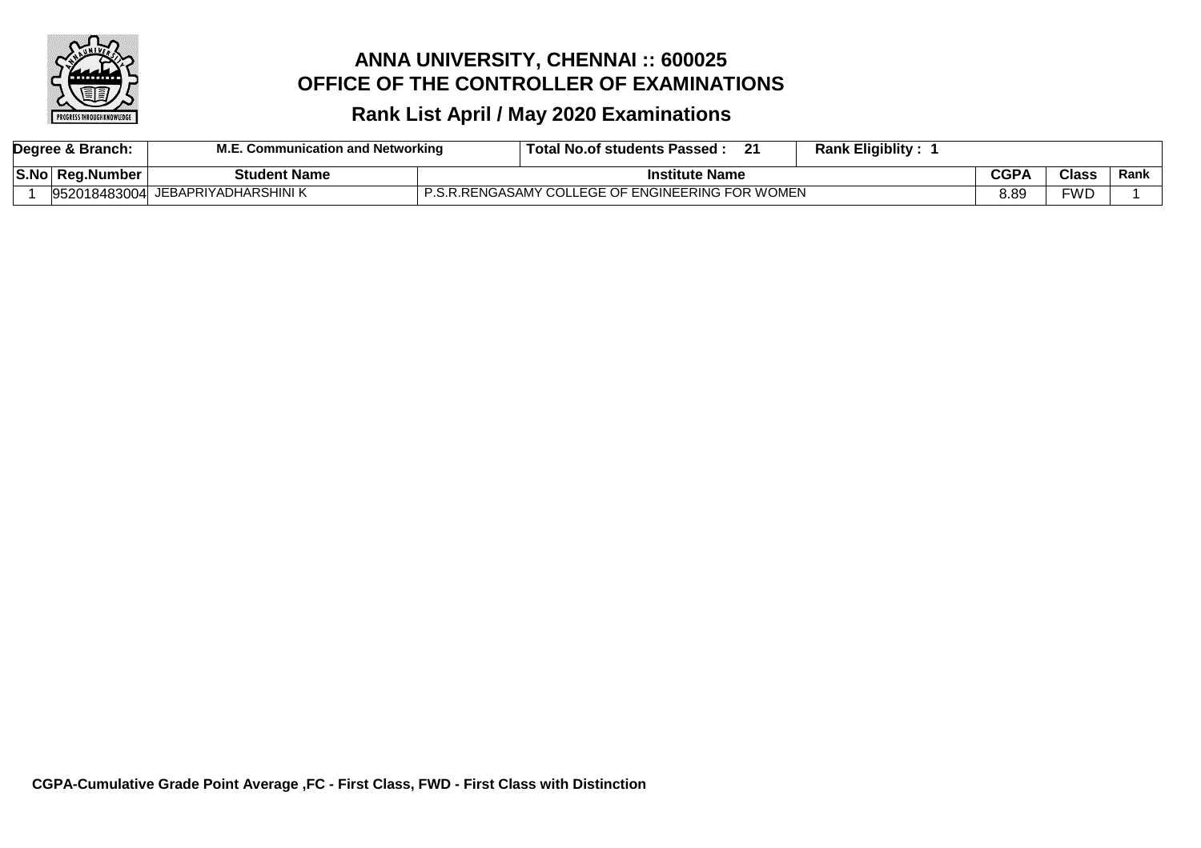# ANNA UNIVERSITY, CHENNAI :: 600025
# OFFICE OF THE CONTROLLER OF EXAMINATIONS
## Rank List April / May 2020 Examinations

| Degree & Branch: | M.E. Communication and Networking | | Total No.of students Passed : 21 | Rank Eligiblity : 1 | | |
|---|---|---|---|---|---|---|
| **S.No** | **Reg.Number** | **Student Name** | **Institute Name** | **CGPA** | **Class** | **Rank** |
| 1 | 952018483004 | JEBAPRIYADHARSHINI K | P.S.R.RENGASAMY COLLEGE OF ENGINEERING FOR WOMEN | 8.89 | FWD | 1 |

**CGPA-Cumulative Grade Point Average ,FC - First Class, FWD - First Class with Distinction**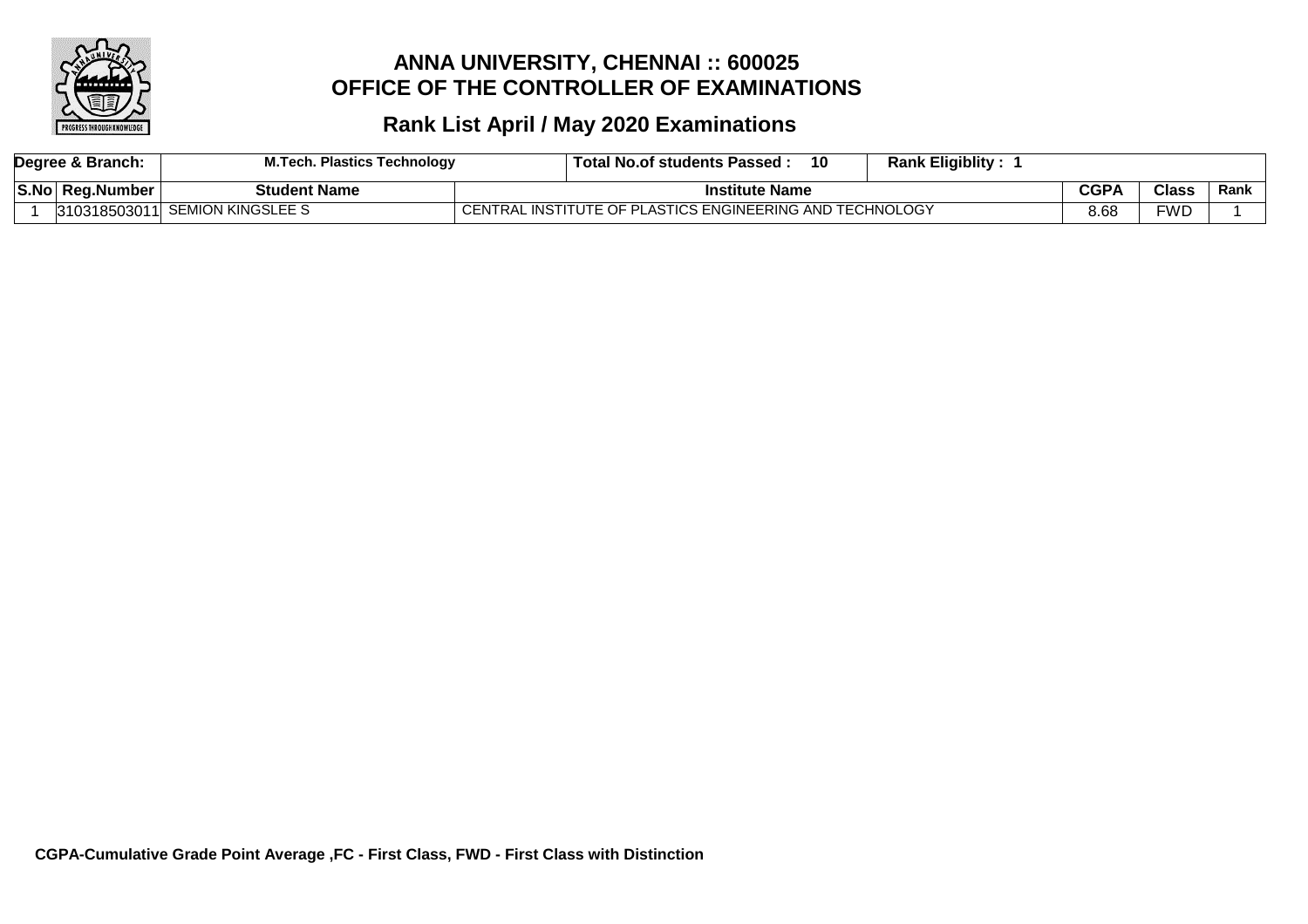# ANNA UNIVERSITY, CHENNAI :: 600025
# OFFICE OF THE CONTROLLER OF EXAMINATIONS

## Rank List April / May 2020 Examinations

| Degree & Branch: | M.Tech. Plastics Technology | Total No.of students Passed : 10 | Rank Eligiblity : 1 | | | |
|---|---|---|---|---|---|---|
| **S.No** | **Reg.Number** | **Student Name** | **Institute Name** | **CGPA** | **Class** | **Rank** |
| 1 | 310318503011 | SEMION KINGSLEE S | CENTRAL INSTITUTE OF PLASTICS ENGINEERING AND TECHNOLOGY | 8.68 | FWD | 1 |

**CGPA-Cumulative Grade Point Average ,FC - First Class, FWD - First Class with Distinction**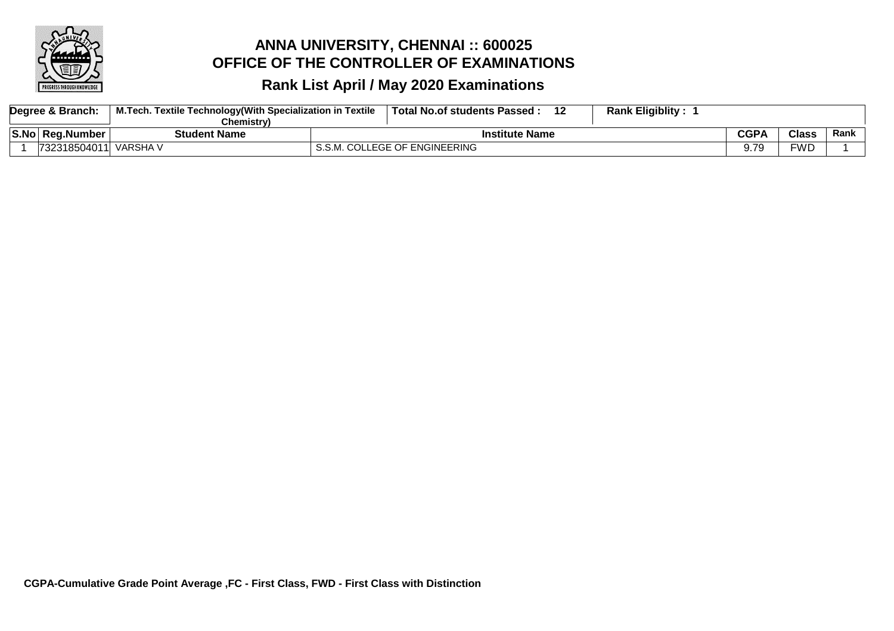# ANNA UNIVERSITY, CHENNAI :: 600025
## OFFICE OF THE CONTROLLER OF EXAMINATIONS
### Rank List April / May 2020 Examinations

| Degree & Branch: | M.Tech. Textile Technology(With Specialization in Textile Chemistry) | Total No.of students Passed : 12 | Rank Eligiblity : 1 | | | |
|---|---|---|---|---|---|---|
| **S.No** | **Reg.Number** | **Student Name** | **Institute Name** | **CGPA** | **Class** | **Rank** |
| 1 | 732318504011 | VARSHA V | S.S.M. COLLEGE OF ENGINEERING | 9.79 | FWD | 1 |

**CGPA-Cumulative Grade Point Average ,FC - First Class, FWD - First Class with Distinction**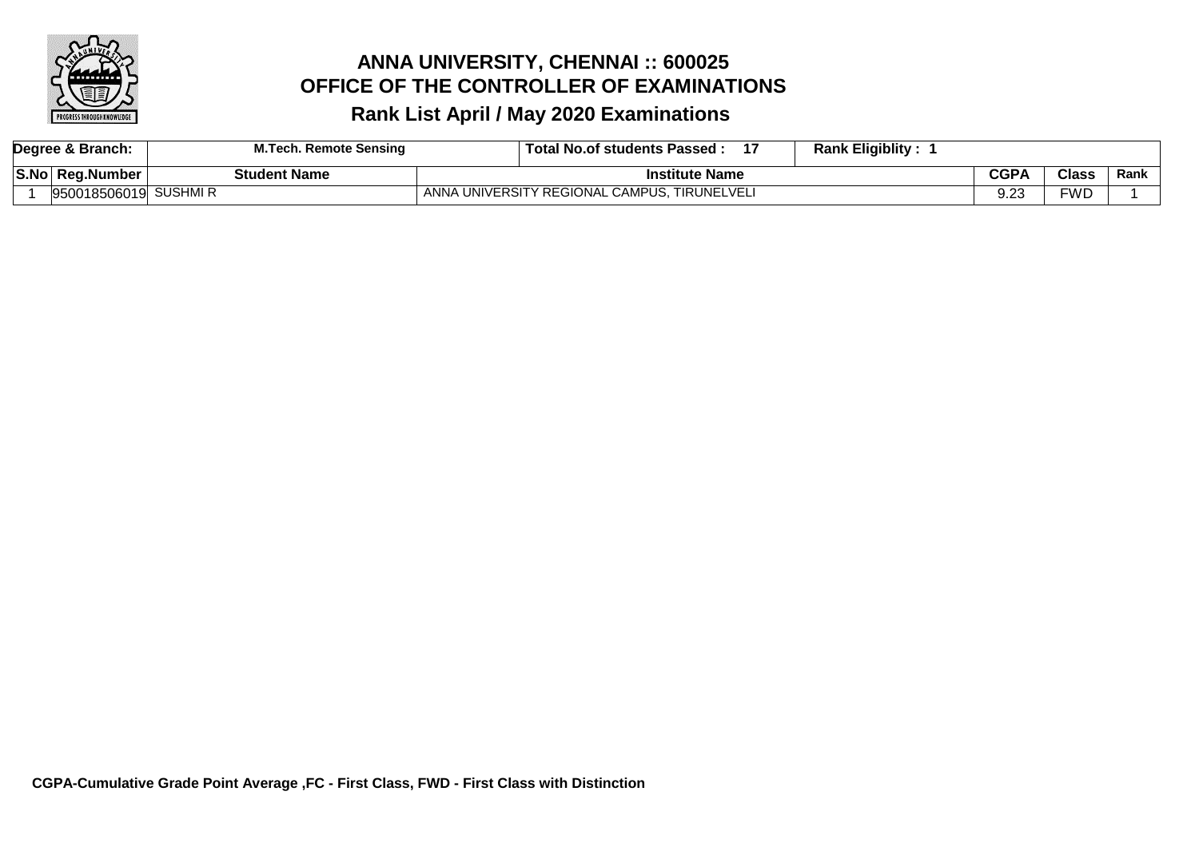# ANNA UNIVERSITY, CHENNAI :: 600025
## OFFICE OF THE CONTROLLER OF EXAMINATIONS
### Rank List April / May 2020 Examinations

| Degree & Branch: | M.Tech. Remote Sensing | Total No.of students Passed : 17 | Rank Eligiblity : 1 | | | |
|---|---|---|---|---|---|---|
| **S.No** | **Reg.Number** | **Student Name** | **Institute Name** | **CGPA** | **Class** | **Rank** |
| 1 | 950018506019 | SUSHMI R | ANNA UNIVERSITY REGIONAL CAMPUS, TIRUNELVELI | 9.23 | FWD | 1 |

**CGPA-Cumulative Grade Point Average ,FC - First Class, FWD - First Class with Distinction**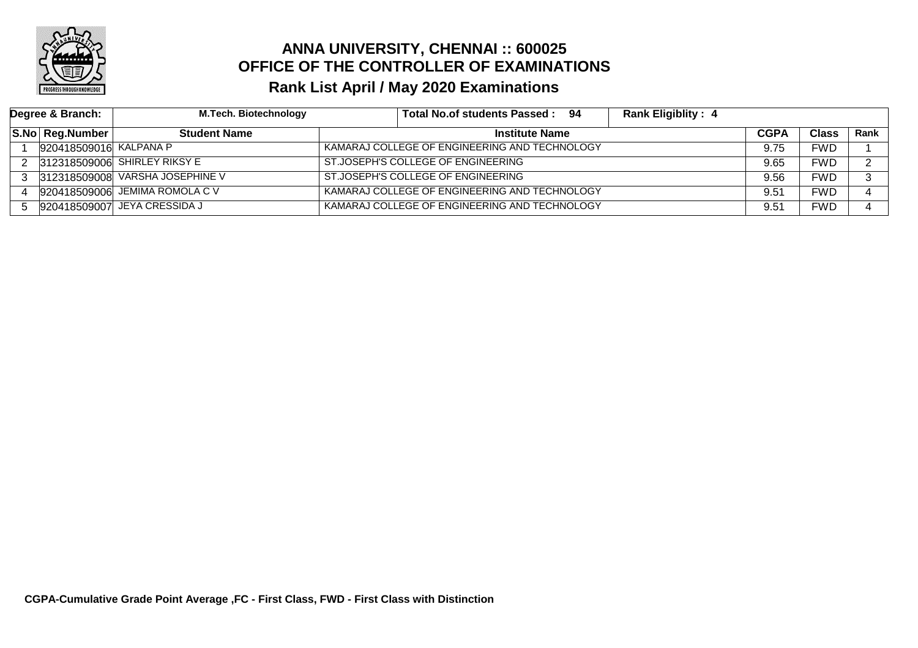# ANNA UNIVERSITY, CHENNAI :: 600025
## OFFICE OF THE CONTROLLER OF EXAMINATIONS
### Rank List April / May 2020 Examinations

| Degree & Branch: | M.Tech. Biotechnology | Total No.of students Passed : 94 | Rank Eligiblity : 4 | | | |
|---|---|---|---|---|---|---|
| **S.No** | **Reg.Number** | **Student Name** | **Institute Name** | **CGPA** | **Class** | **Rank** |
| 1 | 920418509016 | KALPANA P | KAMARAJ COLLEGE OF ENGINEERING AND TECHNOLOGY | 9.75 | FWD | 1 |
| 2 | 312318509006 | SHIRLEY RIKSY E | ST.JOSEPH'S COLLEGE OF ENGINEERING | 9.65 | FWD | 2 |
| 3 | 312318509008 | VARSHA JOSEPHINE V | ST.JOSEPH'S COLLEGE OF ENGINEERING | 9.56 | FWD | 3 |
| 4 | 920418509006 | JEMIMA ROMOLA C V | KAMARAJ COLLEGE OF ENGINEERING AND TECHNOLOGY | 9.51 | FWD | 4 |
| 5 | 920418509007 | JEYA CRESSIDA J | KAMARAJ COLLEGE OF ENGINEERING AND TECHNOLOGY | 9.51 | FWD | 4 |

**CGPA-Cumulative Grade Point Average ,FC - First Class, FWD - First Class with Distinction**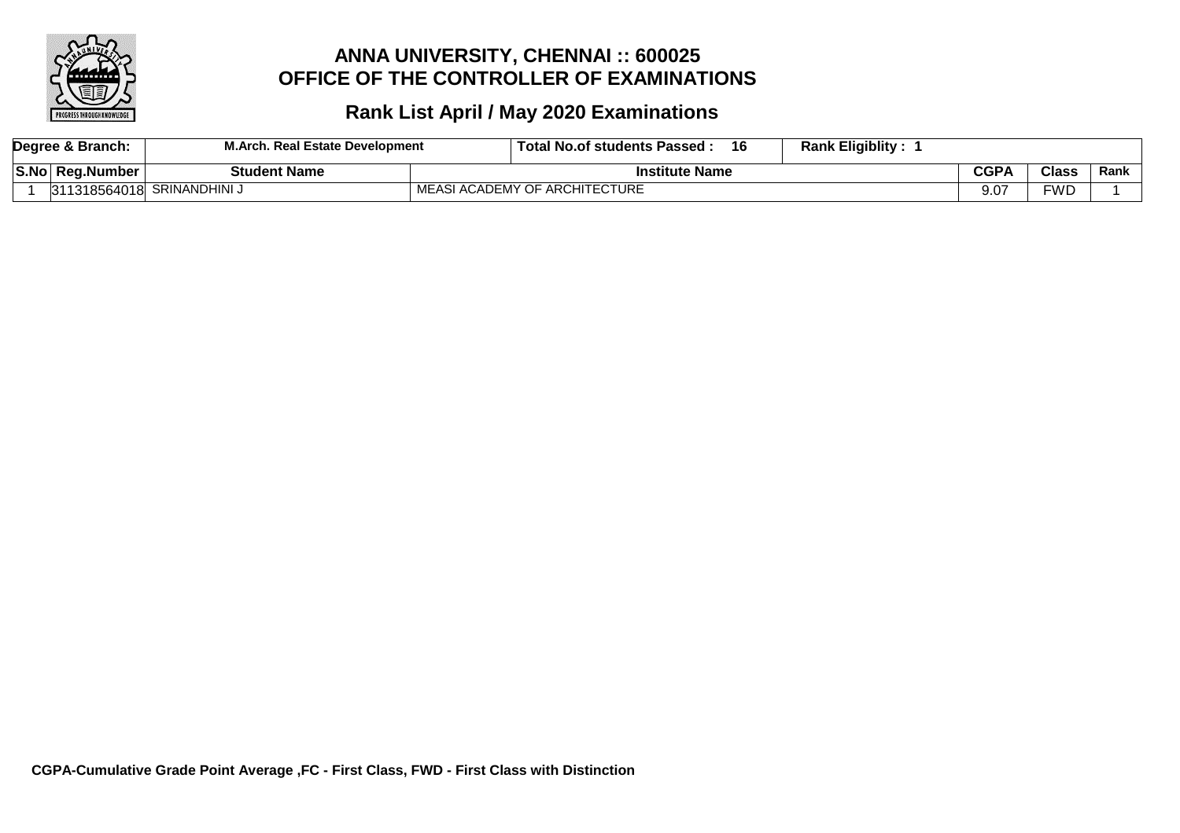# ANNA UNIVERSITY, CHENNAI :: 600025
# OFFICE OF THE CONTROLLER OF EXAMINATIONS

## Rank List April / May 2020 Examinations

| Degree & Branch: | M.Arch. Real Estate Development | | Total No.of students Passed : 16 | Rank Eligiblity : 1 | | |
|---|---|---|---|---|---|---|
| **S.No** | **Reg.Number** | **Student Name** | **Institute Name** | **CGPA** | **Class** | **Rank** |
| 1 | 311318564018 | SRINANDHINI J | MEASI ACADEMY OF ARCHITECTURE | 9.07 | FWD | 1 |

**CGPA-Cumulative Grade Point Average ,FC - First Class, FWD - First Class with Distinction**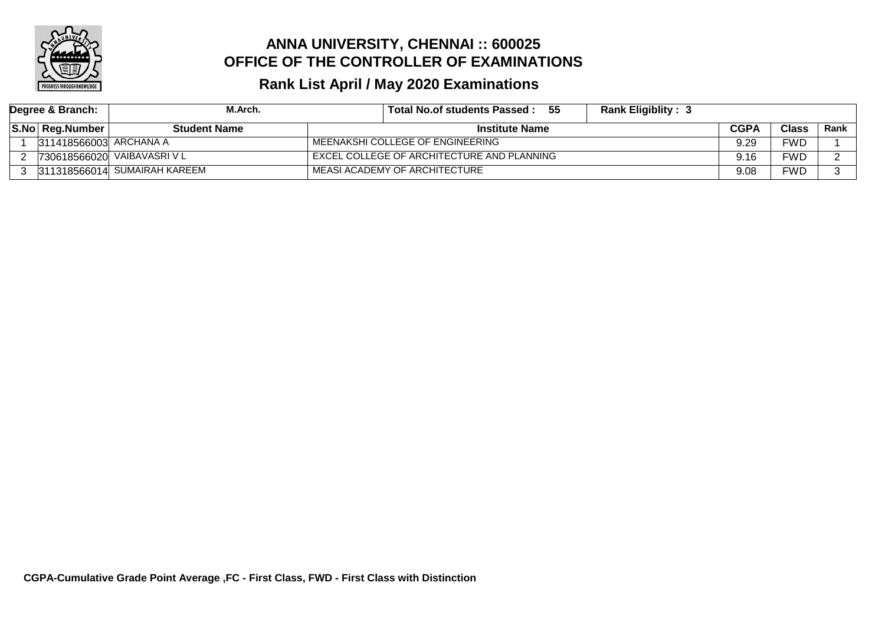# ANNA UNIVERSITY, CHENNAI :: 600025
# OFFICE OF THE CONTROLLER OF EXAMINATIONS
## Rank List April / May 2020 Examinations

| Degree & Branch: | M.Arch. | Total No.of students Passed : 55 | Rank Eligiblity : 3 | | | |
|---|---|---|---|---|---|---|
| **S.No** | **Reg.Number** | **Student Name** | **Institute Name** | **CGPA** | **Class** | **Rank** |
| 1 | 311418566003 | ARCHANA A | MEENAKSHI COLLEGE OF ENGINEERING | 9.29 | FWD | 1 |
| 2 | 730618566020 | VAIBAVASRI V L | EXCEL COLLEGE OF ARCHITECTURE AND PLANNING | 9.16 | FWD | 2 |
| 3 | 311318566014 | SUMAIRAH KAREEM | MEASI ACADEMY OF ARCHITECTURE | 9.08 | FWD | 3 |

**CGPA-Cumulative Grade Point Average ,FC - First Class, FWD - First Class with Distinction**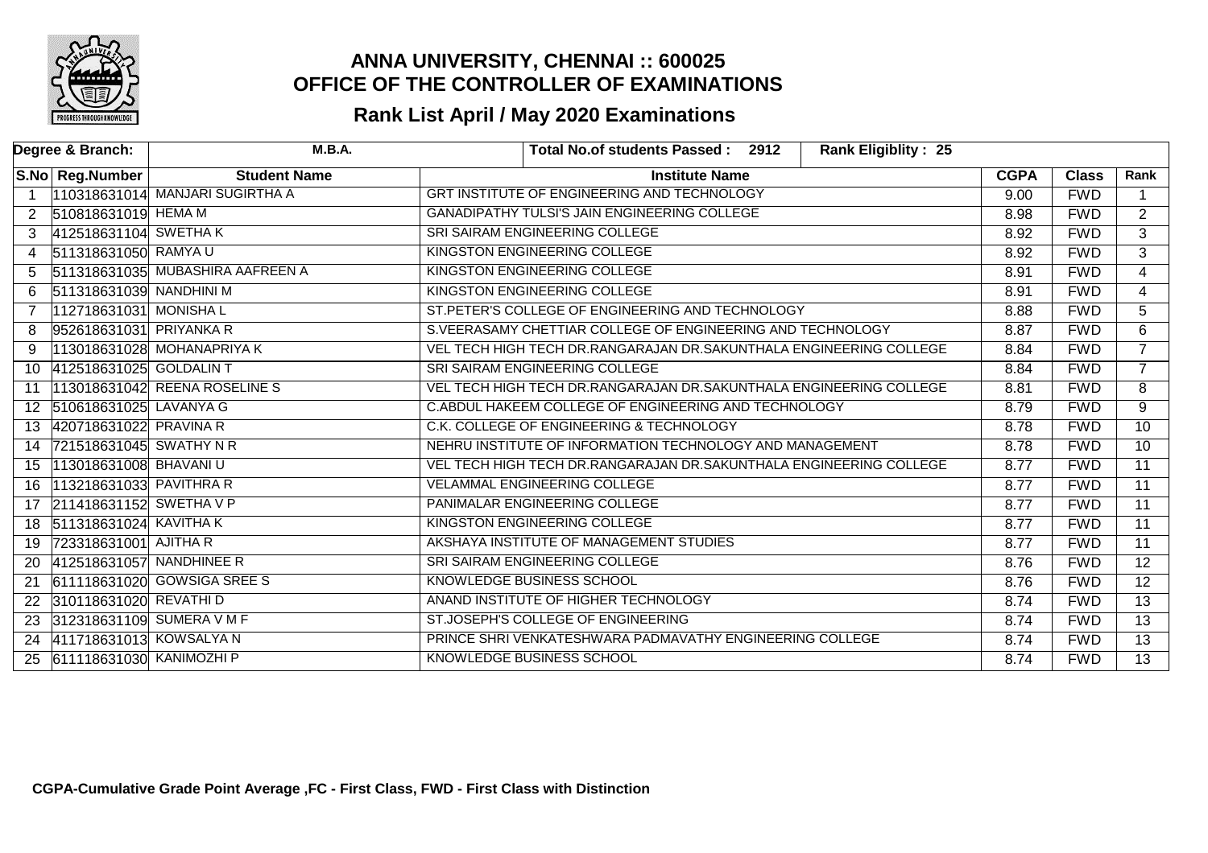# ANNA UNIVERSITY, CHENNAI :: 600025
## OFFICE OF THE CONTROLLER OF EXAMINATIONS
### Rank List April / May 2020 Examinations

| Degree & Branch: | M.B.A. | Total No.of students Passed : 2912 | Rank Eligiblity : 25 | | | |
|---|---|---|---|---|---|---|
| **S.No** | **Reg.Number** | **Student Name** | **Institute Name** | **CGPA** | **Class** | **Rank** |
| 1 | 110318631014 | MANJARI SUGIRTHA A | GRT INSTITUTE OF ENGINEERING AND TECHNOLOGY | 9.00 | FWD | 1 |
| 2 | 510818631019 | HEMA M | GANADIPATHY TULSI'S JAIN ENGINEERING COLLEGE | 8.98 | FWD | 2 |
| 3 | 412518631104 | SWETHA K | SRI SAIRAM ENGINEERING COLLEGE | 8.92 | FWD | 3 |
| 4 | 511318631050 | RAMYA U | KINGSTON ENGINEERING COLLEGE | 8.92 | FWD | 3 |
| 5 | 511318631035 | MUBASHIRA AAFREEN A | KINGSTON ENGINEERING COLLEGE | 8.91 | FWD | 4 |
| 6 | 511318631039 | NANDHINI M | KINGSTON ENGINEERING COLLEGE | 8.91 | FWD | 4 |
| 7 | 112718631031 | MONISHA L | ST.PETER'S COLLEGE OF ENGINEERING AND TECHNOLOGY | 8.88 | FWD | 5 |
| 8 | 952618631031 | PRIYANKA R | S.VEERASAMY CHETTIAR COLLEGE OF ENGINEERING AND TECHNOLOGY | 8.87 | FWD | 6 |
| 9 | 113018631028 | MOHANAPRIYA K | VEL TECH HIGH TECH DR.RANGARAJAN DR.SAKUNTHALA ENGINEERING COLLEGE | 8.84 | FWD | 7 |
| 10 | 412518631025 | GOLDALIN T | SRI SAIRAM ENGINEERING COLLEGE | 8.84 | FWD | 7 |
| 11 | 113018631042 | REENA ROSELINE S | VEL TECH HIGH TECH DR.RANGARAJAN DR.SAKUNTHALA ENGINEERING COLLEGE | 8.81 | FWD | 8 |
| 12 | 510618631025 | LAVANYA G | C.ABDUL HAKEEM COLLEGE OF ENGINEERING AND TECHNOLOGY | 8.79 | FWD | 9 |
| 13 | 420718631022 | PRAVINA R | C.K. COLLEGE OF ENGINEERING & TECHNOLOGY | 8.78 | FWD | 10 |
| 14 | 721518631045 | SWATHY N R | NEHRU INSTITUTE OF INFORMATION TECHNOLOGY AND MANAGEMENT | 8.78 | FWD | 10 |
| 15 | 113018631008 | BHAVANI U | VEL TECH HIGH TECH DR.RANGARAJAN DR.SAKUNTHALA ENGINEERING COLLEGE | 8.77 | FWD | 11 |
| 16 | 113218631033 | PAVITHRA R | VELAMMAL ENGINEERING COLLEGE | 8.77 | FWD | 11 |
| 17 | 211418631152 | SWETHA V P | PANIMALAR ENGINEERING COLLEGE | 8.77 | FWD | 11 |
| 18 | 511318631024 | KAVITHA K | KINGSTON ENGINEERING COLLEGE | 8.77 | FWD | 11 |
| 19 | 723318631001 | AJITHA R | AKSHAYA INSTITUTE OF MANAGEMENT STUDIES | 8.77 | FWD | 11 |
| 20 | 412518631057 | NANDHINEE R | SRI SAIRAM ENGINEERING COLLEGE | 8.76 | FWD | 12 |
| 21 | 611118631020 | GOWSIGA SREE S | KNOWLEDGE BUSINESS SCHOOL | 8.76 | FWD | 12 |
| 22 | 310118631020 | REVATHI D | ANAND INSTITUTE OF HIGHER TECHNOLOGY | 8.74 | FWD | 13 |
| 23 | 312318631109 | SUMERA V M F | ST.JOSEPH'S COLLEGE OF ENGINEERING | 8.74 | FWD | 13 |
| 24 | 411718631013 | KOWSALYA N | PRINCE SHRI VENKATESHWARA PADMAVATHY ENGINEERING COLLEGE | 8.74 | FWD | 13 |
| 25 | 611118631030 | KANIMOZHI P | KNOWLEDGE BUSINESS SCHOOL | 8.74 | FWD | 13 |

**CGPA-Cumulative Grade Point Average ,FC - First Class, FWD - First Class with Distinction**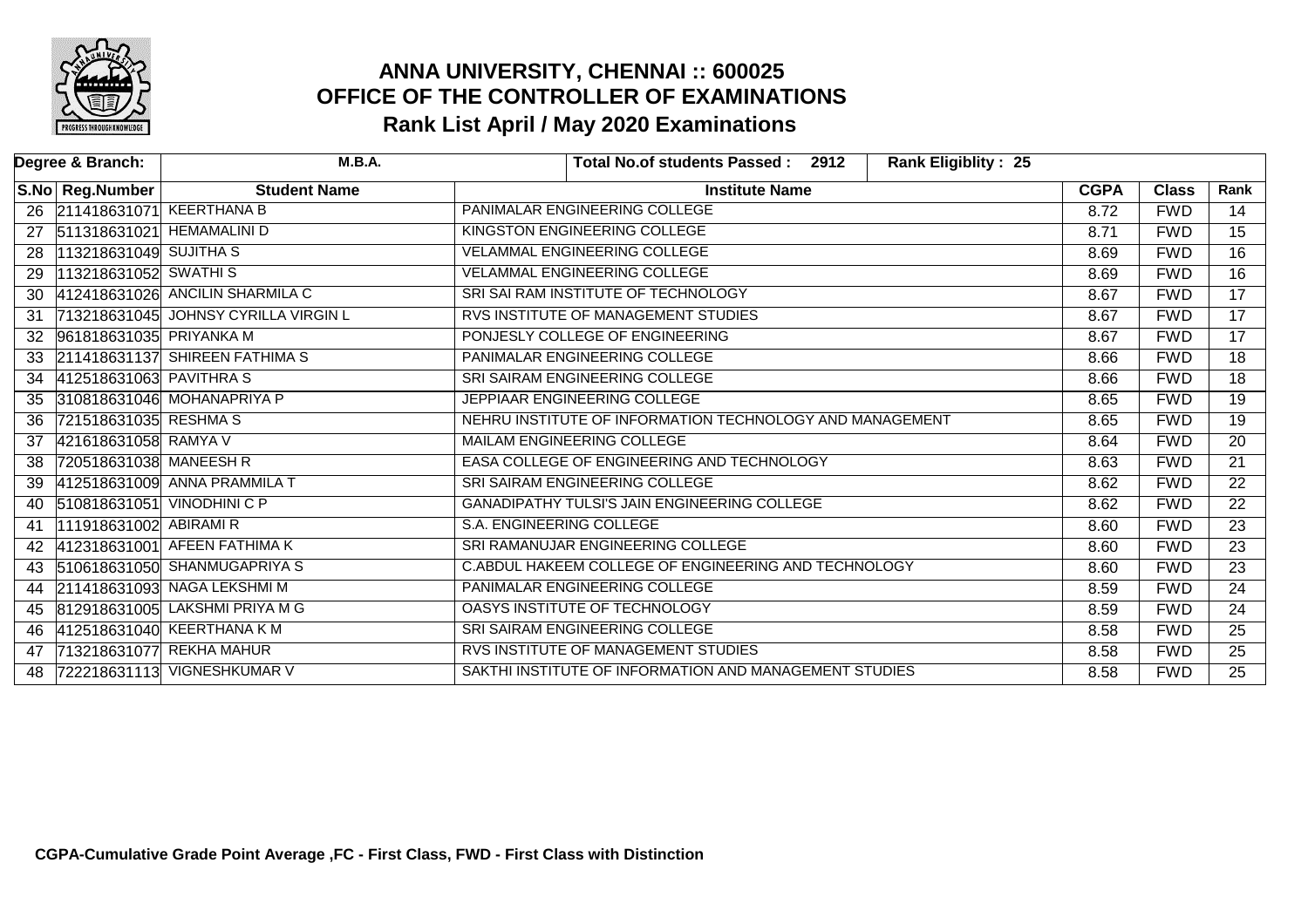# ANNA UNIVERSITY, CHENNAI :: 600025
## OFFICE OF THE CONTROLLER OF EXAMINATIONS
## Rank List April / May 2020 Examinations

| Degree & Branch: | | M.B.A. | Total No.of students Passed : 2912 | Rank Eligiblity : 25 | | |
|---|---|---|---|---|---|---|
| **S.No** | **Reg.Number** | **Student Name** | **Institute Name** | **CGPA** | **Class** | **Rank** |
| 26 | 211418631071 | KEERTHANA B | PANIMALAR ENGINEERING COLLEGE | 8.72 | FWD | 14 |
| 27 | 511318631021 | HEMAMALINI D | KINGSTON ENGINEERING COLLEGE | 8.71 | FWD | 15 |
| 28 | 113218631049 | SUJITHA S | VELAMMAL ENGINEERING COLLEGE | 8.69 | FWD | 16 |
| 29 | 113218631052 | SWATHI S | VELAMMAL ENGINEERING COLLEGE | 8.69 | FWD | 16 |
| 30 | 412418631026 | ANCILIN SHARMILA C | SRI SAI RAM INSTITUTE OF TECHNOLOGY | 8.67 | FWD | 17 |
| 31 | 713218631045 | JOHNSY CYRILLA VIRGIN L | RVS INSTITUTE OF MANAGEMENT STUDIES | 8.67 | FWD | 17 |
| 32 | 961818631035 | PRIYANKA M | PONJESLY COLLEGE OF ENGINEERING | 8.67 | FWD | 17 |
| 33 | 211418631137 | SHIREEN FATHIMA S | PANIMALAR ENGINEERING COLLEGE | 8.66 | FWD | 18 |
| 34 | 412518631063 | PAVITHRA S | SRI SAIRAM ENGINEERING COLLEGE | 8.66 | FWD | 18 |
| 35 | 310818631046 | MOHANAPRIYA P | JEPPIAAR ENGINEERING COLLEGE | 8.65 | FWD | 19 |
| 36 | 721518631035 | RESHMA S | NEHRU INSTITUTE OF INFORMATION TECHNOLOGY AND MANAGEMENT | 8.65 | FWD | 19 |
| 37 | 421618631058 | RAMYA V | MAILAM ENGINEERING COLLEGE | 8.64 | FWD | 20 |
| 38 | 720518631038 | MANEESH R | EASA COLLEGE OF ENGINEERING AND TECHNOLOGY | 8.63 | FWD | 21 |
| 39 | 412518631009 | ANNA PRAMMILA T | SRI SAIRAM ENGINEERING COLLEGE | 8.62 | FWD | 22 |
| 40 | 510818631051 | VINODHINI C P | GANADIPATHY TULSI'S JAIN ENGINEERING COLLEGE | 8.62 | FWD | 22 |
| 41 | 111918631002 | ABIRAMI R | S.A. ENGINEERING COLLEGE | 8.60 | FWD | 23 |
| 42 | 412318631001 | AFEEN FATHIMA K | SRI RAMANUJAR ENGINEERING COLLEGE | 8.60 | FWD | 23 |
| 43 | 510618631050 | SHANMUGAPRIYA S | C.ABDUL HAKEEM COLLEGE OF ENGINEERING AND TECHNOLOGY | 8.60 | FWD | 23 |
| 44 | 211418631093 | NAGA LEKSHMI M | PANIMALAR ENGINEERING COLLEGE | 8.59 | FWD | 24 |
| 45 | 812918631005 | LAKSHMI PRIYA M G | OASYS INSTITUTE OF TECHNOLOGY | 8.59 | FWD | 24 |
| 46 | 412518631040 | KEERTHANA K M | SRI SAIRAM ENGINEERING COLLEGE | 8.58 | FWD | 25 |
| 47 | 713218631077 | REKHA MAHUR | RVS INSTITUTE OF MANAGEMENT STUDIES | 8.58 | FWD | 25 |
| 48 | 722218631113 | VIGNESHKUMAR V | SAKTHI INSTITUTE OF INFORMATION AND MANAGEMENT STUDIES | 8.58 | FWD | 25 |

**CGPA-Cumulative Grade Point Average ,FC - First Class, FWD - First Class with Distinction**